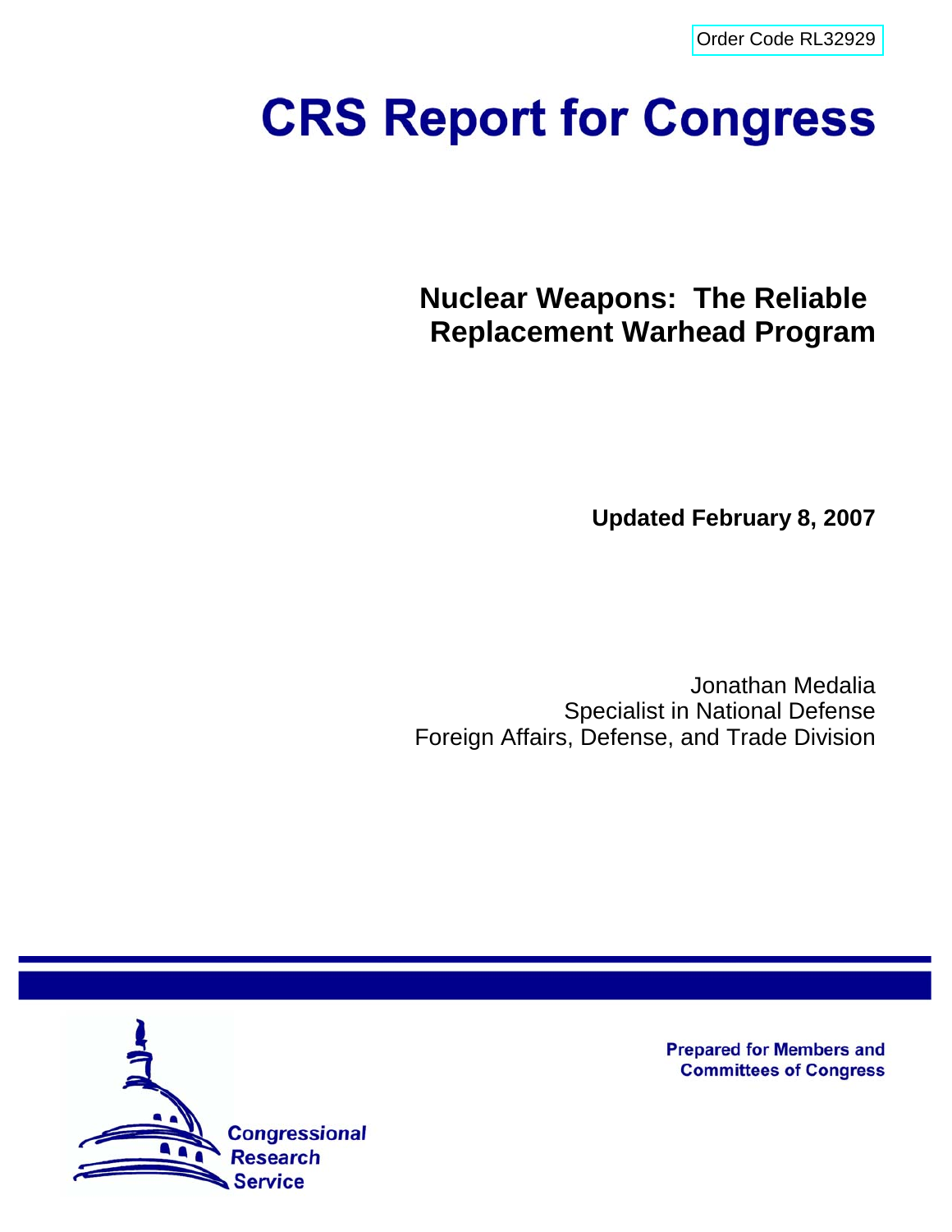Order Code RL32929

# CRS Report for Congress

## Nuclear Weapons: The Reliable Replacement Warhead Program

**Updated February 8, 2007**

Jonathan Medalia
Specialist in National Defense
Foreign Affairs, Defense, and Trade Division

Prepared for Members and Committees of Congress

Congressional Research Service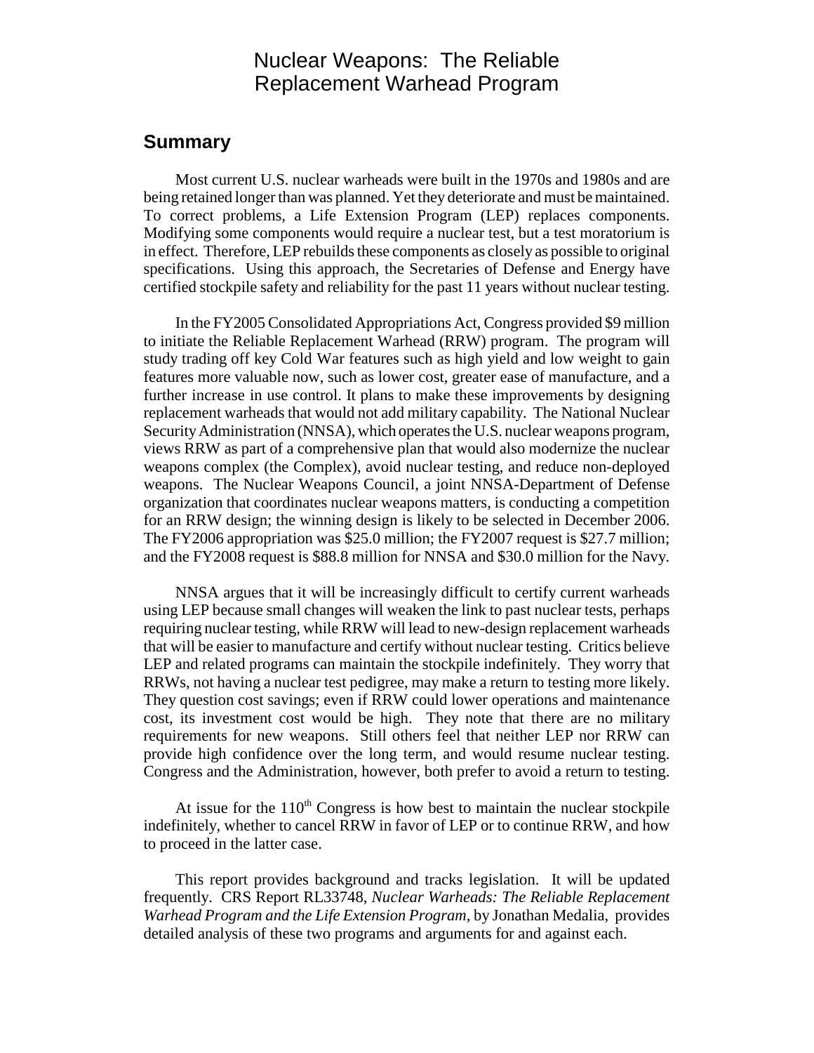# Nuclear Weapons: The Reliable Replacement Warhead Program

## Summary

Most current U.S. nuclear warheads were built in the 1970s and 1980s and are being retained longer than was planned. Yet they deteriorate and must be maintained. To correct problems, a Life Extension Program (LEP) replaces components. Modifying some components would require a nuclear test, but a test moratorium is in effect. Therefore, LEP rebuilds these components as closely as possible to original specifications. Using this approach, the Secretaries of Defense and Energy have certified stockpile safety and reliability for the past 11 years without nuclear testing.

In the FY2005 Consolidated Appropriations Act, Congress provided $9 million to initiate the Reliable Replacement Warhead (RRW) program. The program will study trading off key Cold War features such as high yield and low weight to gain features more valuable now, such as lower cost, greater ease of manufacture, and a further increase in use control. It plans to make these improvements by designing replacement warheads that would not add military capability. The National Nuclear Security Administration (NNSA), which operates the U.S. nuclear weapons program, views RRW as part of a comprehensive plan that would also modernize the nuclear weapons complex (the Complex), avoid nuclear testing, and reduce non-deployed weapons. The Nuclear Weapons Council, a joint NNSA-Department of Defense organization that coordinates nuclear weapons matters, is conducting a competition for an RRW design; the winning design is likely to be selected in December 2006. The FY2006 appropriation was $25.0 million; the FY2007 request is $27.7 million; and the FY2008 request is $88.8 million for NNSA and $30.0 million for the Navy.

NNSA argues that it will be increasingly difficult to certify current warheads using LEP because small changes will weaken the link to past nuclear tests, perhaps requiring nuclear testing, while RRW will lead to new-design replacement warheads that will be easier to manufacture and certify without nuclear testing. Critics believe LEP and related programs can maintain the stockpile indefinitely. They worry that RRWs, not having a nuclear test pedigree, may make a return to testing more likely. They question cost savings; even if RRW could lower operations and maintenance cost, its investment cost would be high. They note that there are no military requirements for new weapons. Still others feel that neither LEP nor RRW can provide high confidence over the long term, and would resume nuclear testing. Congress and the Administration, however, both prefer to avoid a return to testing.

At issue for the 110th Congress is how best to maintain the nuclear stockpile indefinitely, whether to cancel RRW in favor of LEP or to continue RRW, and how to proceed in the latter case.

This report provides background and tracks legislation. It will be updated frequently. CRS Report RL33748, *Nuclear Warheads: The Reliable Replacement Warhead Program and the Life Extension Program*, by Jonathan Medalia, provides detailed analysis of these two programs and arguments for and against each.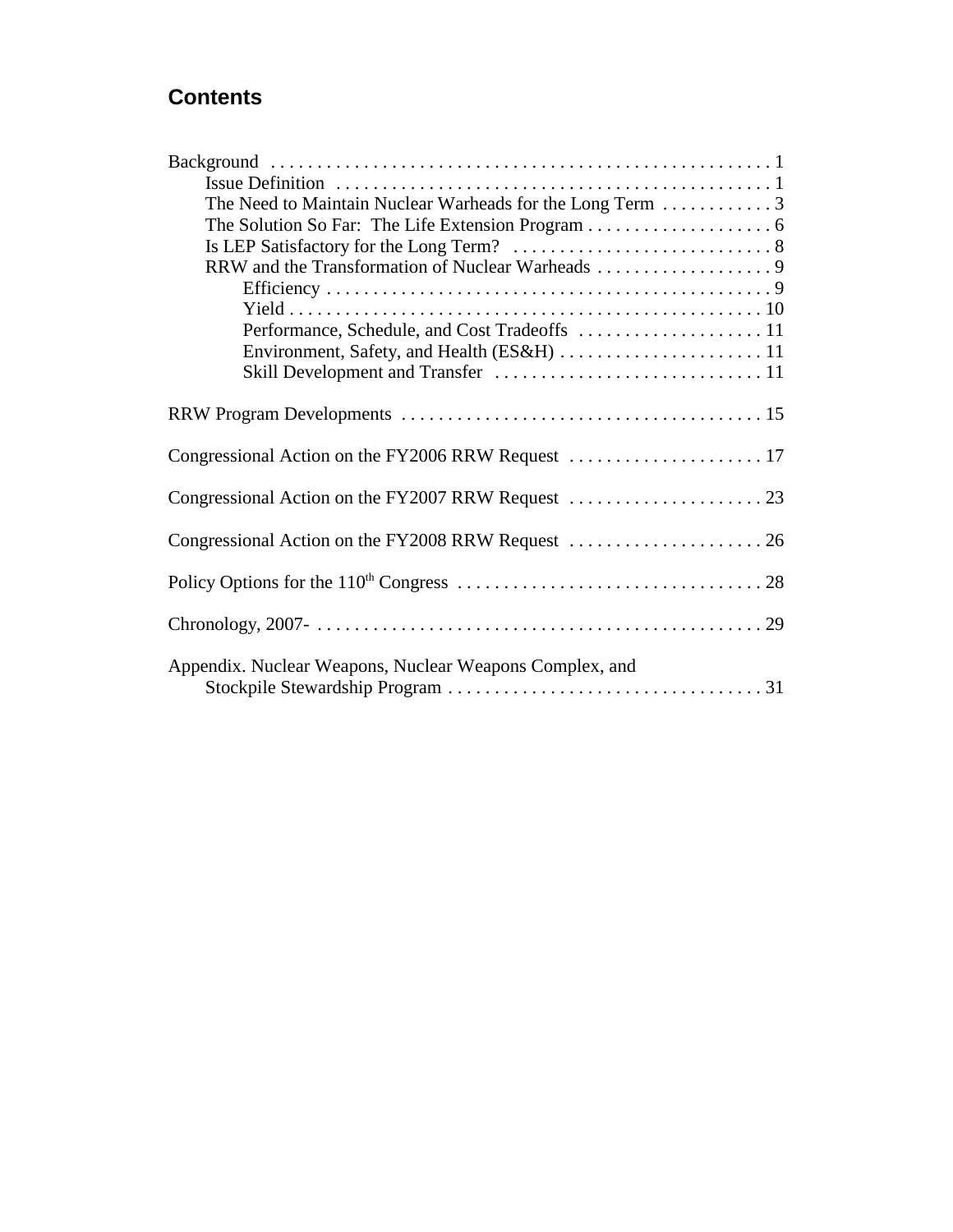## Contents

Background . . . . . . . . . . . . . . . . . . . . . . . . . . . . . . . . . . . . . . . . . . . . . . . . . . . . . 1
- Issue Definition . . . . . . . . . . . . . . . . . . . . . . . . . . . . . . . . . . . . . . . . . . . . . . . 1
- The Need to Maintain Nuclear Warheads for the Long Term . . . . . . . . . . . . 3
- The Solution So Far: The Life Extension Program . . . . . . . . . . . . . . . . . . . . 6
- Is LEP Satisfactory for the Long Term? . . . . . . . . . . . . . . . . . . . . . . . . . . . . 8
- RRW and the Transformation of Nuclear Warheads . . . . . . . . . . . . . . . . . . . 9
  - Efficiency . . . . . . . . . . . . . . . . . . . . . . . . . . . . . . . . . . . . . . . . . . . . . . . . 9
  - Yield . . . . . . . . . . . . . . . . . . . . . . . . . . . . . . . . . . . . . . . . . . . . . . . . . . . 10
  - Performance, Schedule, and Cost Tradeoffs . . . . . . . . . . . . . . . . . . . . 11
  - Environment, Safety, and Health (ES&H) . . . . . . . . . . . . . . . . . . . . . . 11
  - Skill Development and Transfer . . . . . . . . . . . . . . . . . . . . . . . . . . . . 11

RRW Program Developments . . . . . . . . . . . . . . . . . . . . . . . . . . . . . . . . . . . . . . . 15

Congressional Action on the FY2006 RRW Request . . . . . . . . . . . . . . . . . . . . . 17

Congressional Action on the FY2007 RRW Request . . . . . . . . . . . . . . . . . . . . . 23

Congressional Action on the FY2008 RRW Request . . . . . . . . . . . . . . . . . . . . . 26

Policy Options for the 110th Congress . . . . . . . . . . . . . . . . . . . . . . . . . . . . . . . . . 28

Chronology, 2007- . . . . . . . . . . . . . . . . . . . . . . . . . . . . . . . . . . . . . . . . . . . . . . . . 29

Appendix. Nuclear Weapons, Nuclear Weapons Complex, and Stockpile Stewardship Program . . . . . . . . . . . . . . . . . . . . . . . . . . . . . . . . . . . 31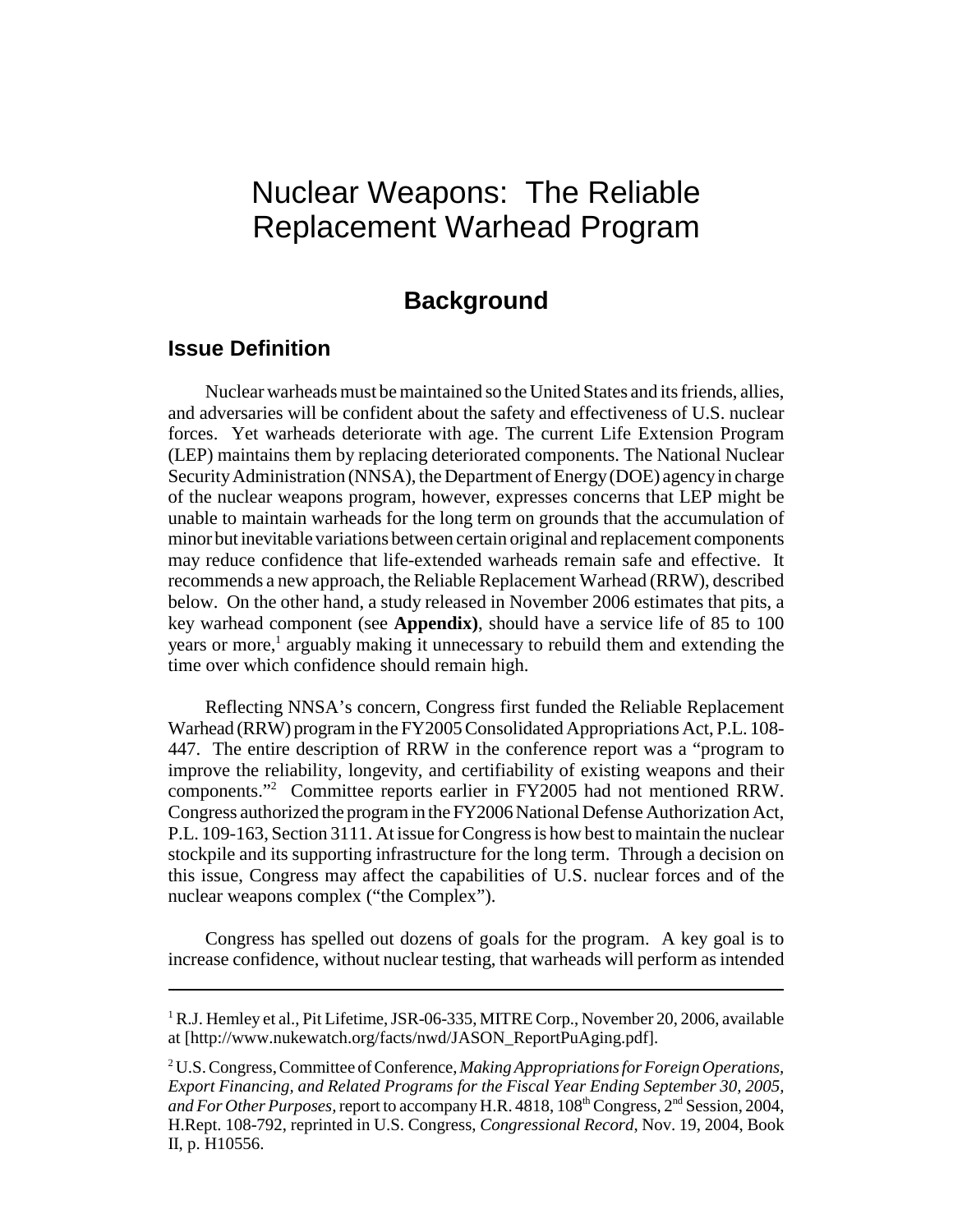# Nuclear Weapons: The Reliable Replacement Warhead Program

## Background

### Issue Definition

Nuclear warheads must be maintained so the United States and its friends, allies, and adversaries will be confident about the safety and effectiveness of U.S. nuclear forces. Yet warheads deteriorate with age. The current Life Extension Program (LEP) maintains them by replacing deteriorated components. The National Nuclear Security Administration (NNSA), the Department of Energy (DOE) agency in charge of the nuclear weapons program, however, expresses concerns that LEP might be unable to maintain warheads for the long term on grounds that the accumulation of minor but inevitable variations between certain original and replacement components may reduce confidence that life-extended warheads remain safe and effective. It recommends a new approach, the Reliable Replacement Warhead (RRW), described below. On the other hand, a study released in November 2006 estimates that pits, a key warhead component (see **Appendix)**, should have a service life of 85 to 100 years or more,[1] arguably making it unnecessary to rebuild them and extending the time over which confidence should remain high.

Reflecting NNSA's concern, Congress first funded the Reliable Replacement Warhead (RRW) program in the FY2005 Consolidated Appropriations Act, P.L. 108-447. The entire description of RRW in the conference report was a "program to improve the reliability, longevity, and certifiability of existing weapons and their components."[2] Committee reports earlier in FY2005 had not mentioned RRW. Congress authorized the program in the FY2006 National Defense Authorization Act, P.L. 109-163, Section 3111. At issue for Congress is how best to maintain the nuclear stockpile and its supporting infrastructure for the long term. Through a decision on this issue, Congress may affect the capabilities of U.S. nuclear forces and of the nuclear weapons complex ("the Complex").

Congress has spelled out dozens of goals for the program. A key goal is to increase confidence, without nuclear testing, that warheads will perform as intended

---

[1] R.J. Hemley et al., Pit Lifetime, JSR-06-335, MITRE Corp., November 20, 2006, available at [http://www.nukewatch.org/facts/nwd/JASON_ReportPuAging.pdf].

[2] U.S. Congress, Committee of Conference, *Making Appropriations for Foreign Operations, Export Financing, and Related Programs for the Fiscal Year Ending September 30, 2005, and For Other Purposes*, report to accompany H.R. 4818, 108th Congress, 2nd Session, 2004, H.Rept. 108-792, reprinted in U.S. Congress, *Congressional Record*, Nov. 19, 2004, Book II, p. H10556.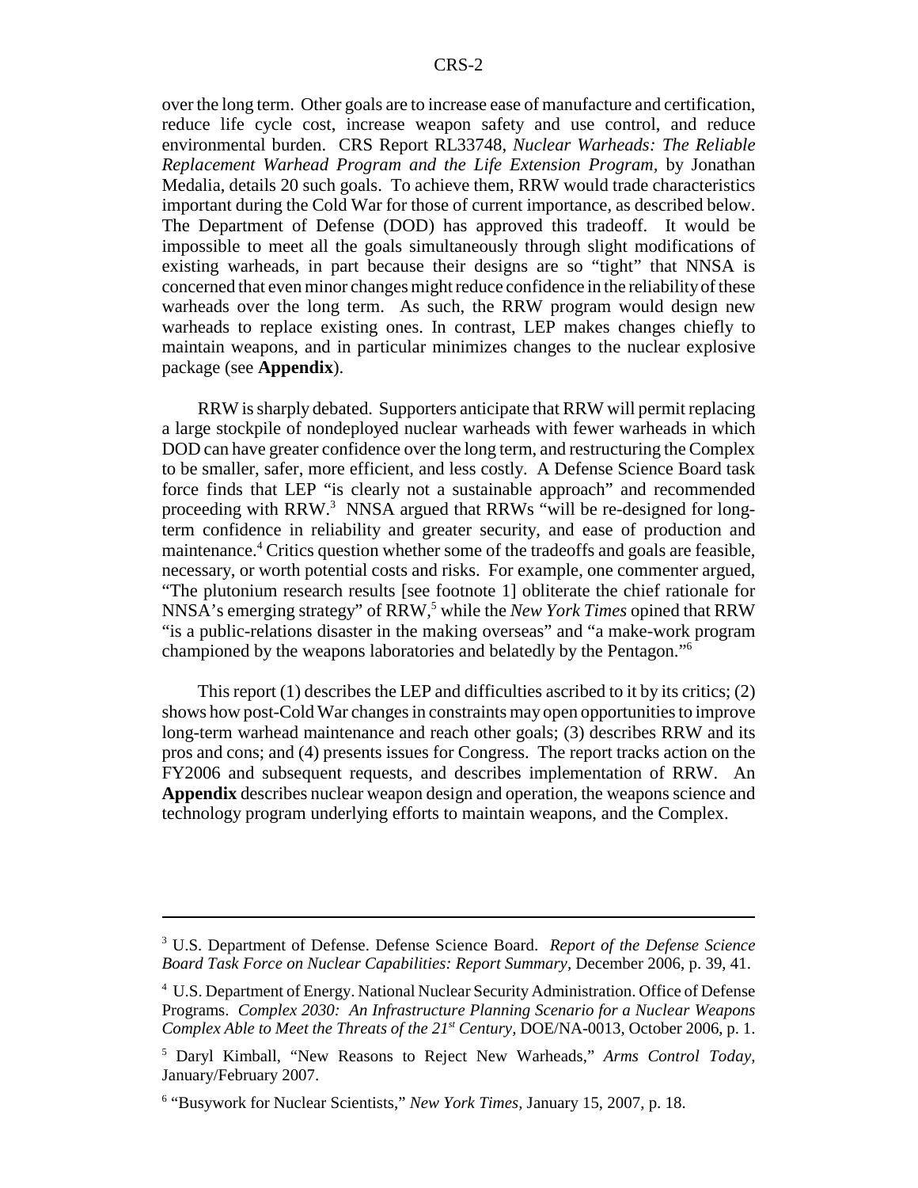over the long term. Other goals are to increase ease of manufacture and certification, reduce life cycle cost, increase weapon safety and use control, and reduce environmental burden. CRS Report RL33748, *Nuclear Warheads: The Reliable Replacement Warhead Program and the Life Extension Program*, by Jonathan Medalia, details 20 such goals. To achieve them, RRW would trade characteristics important during the Cold War for those of current importance, as described below. The Department of Defense (DOD) has approved this tradeoff. It would be impossible to meet all the goals simultaneously through slight modifications of existing warheads, in part because their designs are so "tight" that NNSA is concerned that even minor changes might reduce confidence in the reliability of these warheads over the long term. As such, the RRW program would design new warheads to replace existing ones. In contrast, LEP makes changes chiefly to maintain weapons, and in particular minimizes changes to the nuclear explosive package (see **Appendix**).

RRW is sharply debated. Supporters anticipate that RRW will permit replacing a large stockpile of nondeployed nuclear warheads with fewer warheads in which DOD can have greater confidence over the long term, and restructuring the Complex to be smaller, safer, more efficient, and less costly. A Defense Science Board task force finds that LEP "is clearly not a sustainable approach" and recommended proceeding with RRW.[3] NNSA argued that RRWs "will be re-designed for long-term confidence in reliability and greater security, and ease of production and maintenance.[4] Critics question whether some of the tradeoffs and goals are feasible, necessary, or worth potential costs and risks. For example, one commenter argued, "The plutonium research results [see footnote 1] obliterate the chief rationale for NNSA's emerging strategy" of RRW,[5] while the *New York Times* opined that RRW "is a public-relations disaster in the making overseas" and "a make-work program championed by the weapons laboratories and belatedly by the Pentagon."[6]

This report (1) describes the LEP and difficulties ascribed to it by its critics; (2) shows how post-Cold War changes in constraints may open opportunities to improve long-term warhead maintenance and reach other goals; (3) describes RRW and its pros and cons; and (4) presents issues for Congress. The report tracks action on the FY2006 and subsequent requests, and describes implementation of RRW. An **Appendix** describes nuclear weapon design and operation, the weapons science and technology program underlying efforts to maintain weapons, and the Complex.

---

[3] U.S. Department of Defense. Defense Science Board. *Report of the Defense Science Board Task Force on Nuclear Capabilities: Report Summary*, December 2006, p. 39, 41.

[4] U.S. Department of Energy. National Nuclear Security Administration. Office of Defense Programs. *Complex 2030: An Infrastructure Planning Scenario for a Nuclear Weapons Complex Able to Meet the Threats of the 21st Century*, DOE/NA-0013, October 2006, p. 1.

[5] Daryl Kimball, "New Reasons to Reject New Warheads," *Arms Control Today*, January/February 2007.

[6] "Busywork for Nuclear Scientists," *New York Times*, January 15, 2007, p. 18.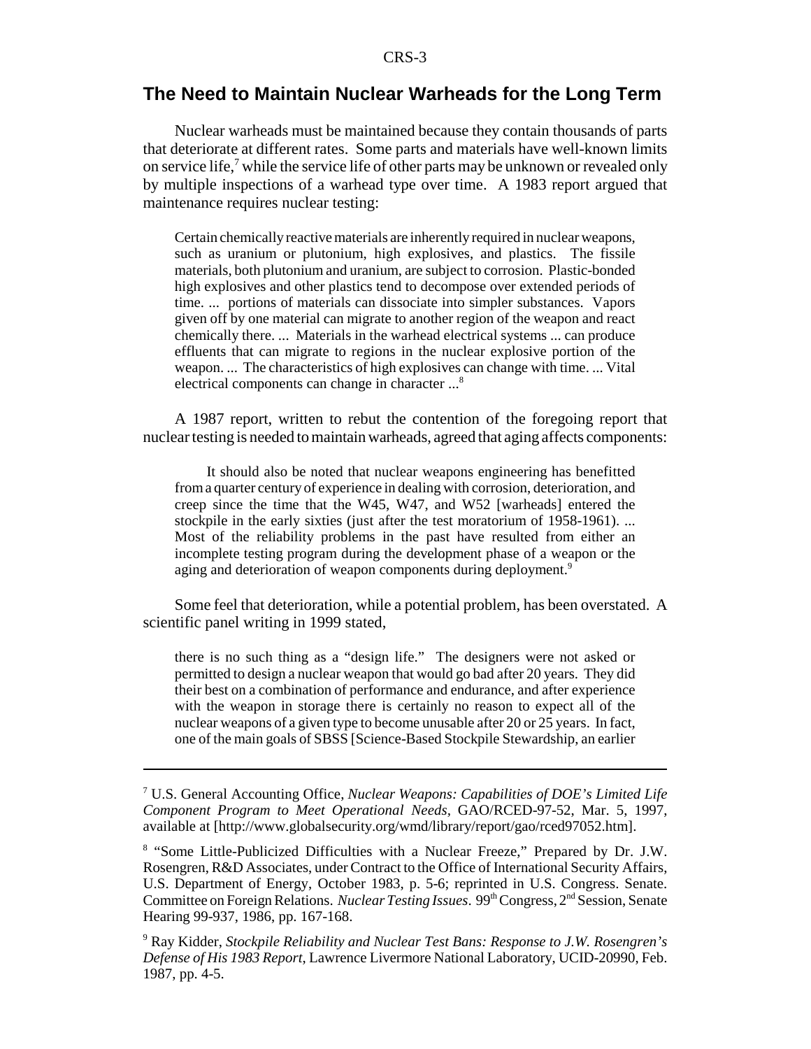## The Need to Maintain Nuclear Warheads for the Long Term

Nuclear warheads must be maintained because they contain thousands of parts that deteriorate at different rates. Some parts and materials have well-known limits on service life,[7] while the service life of other parts may be unknown or revealed only by multiple inspections of a warhead type over time. A 1983 report argued that maintenance requires nuclear testing:

> Certain chemically reactive materials are inherently required in nuclear weapons, such as uranium or plutonium, high explosives, and plastics. The fissile materials, both plutonium and uranium, are subject to corrosion. Plastic-bonded high explosives and other plastics tend to decompose over extended periods of time. ... portions of materials can dissociate into simpler substances. Vapors given off by one material can migrate to another region of the weapon and react chemically there. ... Materials in the warhead electrical systems ... can produce effluents that can migrate to regions in the nuclear explosive portion of the weapon. ... The characteristics of high explosives can change with time. ... Vital electrical components can change in character ...[8]

A 1987 report, written to rebut the contention of the foregoing report that nuclear testing is needed to maintain warheads, agreed that aging affects components:

> It should also be noted that nuclear weapons engineering has benefitted from a quarter century of experience in dealing with corrosion, deterioration, and creep since the time that the W45, W47, and W52 [warheads] entered the stockpile in the early sixties (just after the test moratorium of 1958-1961). ... Most of the reliability problems in the past have resulted from either an incomplete testing program during the development phase of a weapon or the aging and deterioration of weapon components during deployment.[9]

Some feel that deterioration, while a potential problem, has been overstated. A scientific panel writing in 1999 stated,

> there is no such thing as a "design life." The designers were not asked or permitted to design a nuclear weapon that would go bad after 20 years. They did their best on a combination of performance and endurance, and after experience with the weapon in storage there is certainly no reason to expect all of the nuclear weapons of a given type to become unusable after 20 or 25 years. In fact, one of the main goals of SBSS [Science-Based Stockpile Stewardship, an earlier

---

[7] U.S. General Accounting Office, *Nuclear Weapons: Capabilities of DOE's Limited Life Component Program to Meet Operational Needs*, GAO/RCED-97-52, Mar. 5, 1997, available at [http://www.globalsecurity.org/wmd/library/report/gao/rced97052.htm].

[8] "Some Little-Publicized Difficulties with a Nuclear Freeze," Prepared by Dr. J.W. Rosengren, R&D Associates, under Contract to the Office of International Security Affairs, U.S. Department of Energy, October 1983, p. 5-6; reprinted in U.S. Congress. Senate. Committee on Foreign Relations. *Nuclear Testing Issues*. 99th Congress, 2nd Session, Senate Hearing 99-937, 1986, pp. 167-168.

[9] Ray Kidder, *Stockpile Reliability and Nuclear Test Bans: Response to J.W. Rosengren's Defense of His 1983 Report*, Lawrence Livermore National Laboratory, UCID-20990, Feb. 1987, pp. 4-5.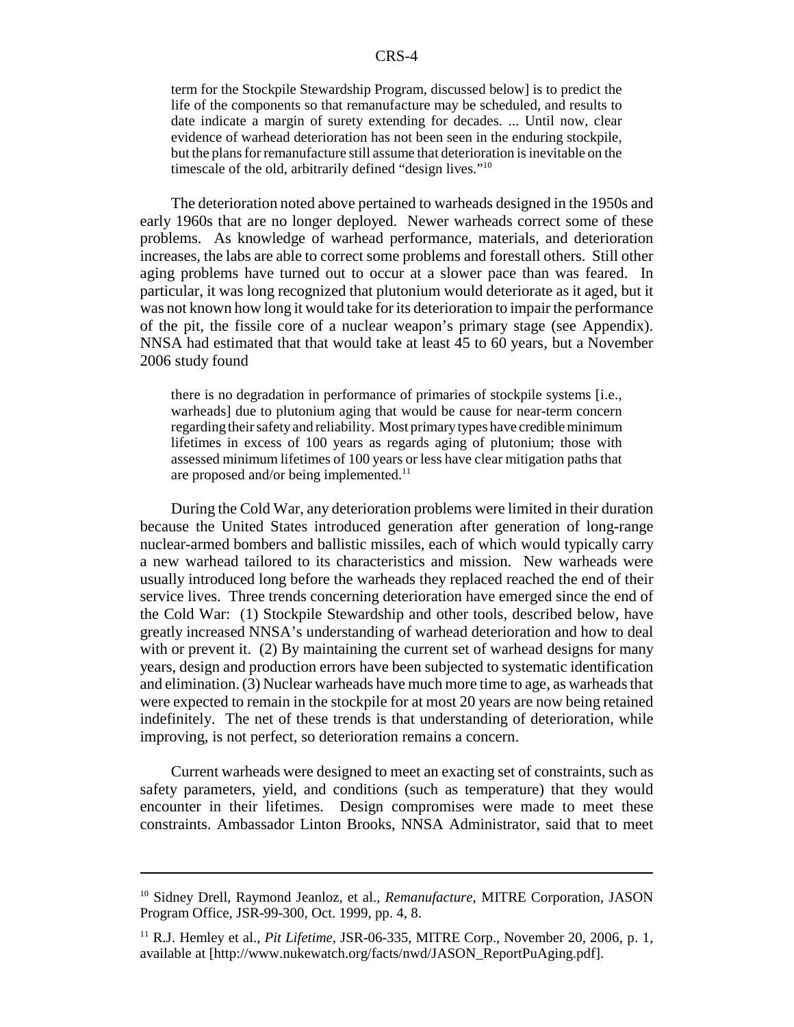term for the Stockpile Stewardship Program, discussed below] is to predict the life of the components so that remanufacture may be scheduled, and results to date indicate a margin of surety extending for decades. ... Until now, clear evidence of warhead deterioration has not been seen in the enduring stockpile, but the plans for remanufacture still assume that deterioration is inevitable on the timescale of the old, arbitrarily defined "design lives."[10]

The deterioration noted above pertained to warheads designed in the 1950s and early 1960s that are no longer deployed. Newer warheads correct some of these problems. As knowledge of warhead performance, materials, and deterioration increases, the labs are able to correct some problems and forestall others. Still other aging problems have turned out to occur at a slower pace than was feared. In particular, it was long recognized that plutonium would deteriorate as it aged, but it was not known how long it would take for its deterioration to impair the performance of the pit, the fissile core of a nuclear weapon's primary stage (see Appendix). NNSA had estimated that that would take at least 45 to 60 years, but a November 2006 study found

> there is no degradation in performance of primaries of stockpile systems [i.e., warheads] due to plutonium aging that would be cause for near-term concern regarding their safety and reliability. Most primary types have credible minimum lifetimes in excess of 100 years as regards aging of plutonium; those with assessed minimum lifetimes of 100 years or less have clear mitigation paths that are proposed and/or being implemented.[11]

During the Cold War, any deterioration problems were limited in their duration because the United States introduced generation after generation of long-range nuclear-armed bombers and ballistic missiles, each of which would typically carry a new warhead tailored to its characteristics and mission. New warheads were usually introduced long before the warheads they replaced reached the end of their service lives. Three trends concerning deterioration have emerged since the end of the Cold War: (1) Stockpile Stewardship and other tools, described below, have greatly increased NNSA's understanding of warhead deterioration and how to deal with or prevent it. (2) By maintaining the current set of warhead designs for many years, design and production errors have been subjected to systematic identification and elimination. (3) Nuclear warheads have much more time to age, as warheads that were expected to remain in the stockpile for at most 20 years are now being retained indefinitely. The net of these trends is that understanding of deterioration, while improving, is not perfect, so deterioration remains a concern.

Current warheads were designed to meet an exacting set of constraints, such as safety parameters, yield, and conditions (such as temperature) that they would encounter in their lifetimes. Design compromises were made to meet these constraints. Ambassador Linton Brooks, NNSA Administrator, said that to meet

---

[10] Sidney Drell, Raymond Jeanloz, et al., *Remanufacture*, MITRE Corporation, JASON Program Office, JSR-99-300, Oct. 1999, pp. 4, 8.

[11] R.J. Hemley et al., *Pit Lifetime*, JSR-06-335, MITRE Corp., November 20, 2006, p. 1, available at [http://www.nukewatch.org/facts/nwd/JASON_ReportPuAging.pdf].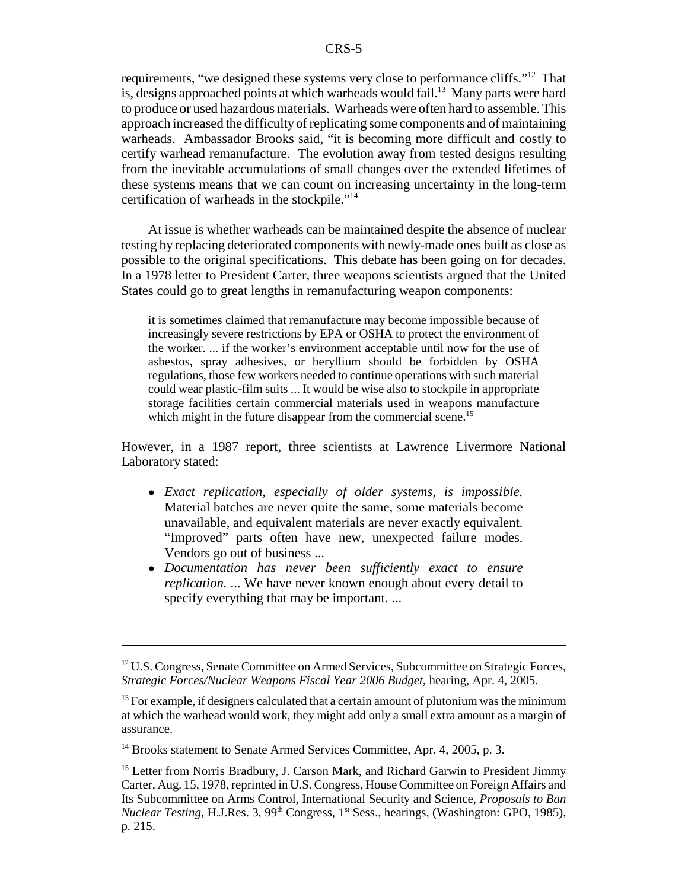requirements, "we designed these systems very close to performance cliffs."[12] That is, designs approached points at which warheads would fail.[13] Many parts were hard to produce or used hazardous materials. Warheads were often hard to assemble. This approach increased the difficulty of replicating some components and of maintaining warheads. Ambassador Brooks said, "it is becoming more difficult and costly to certify warhead remanufacture. The evolution away from tested designs resulting from the inevitable accumulations of small changes over the extended lifetimes of these systems means that we can count on increasing uncertainty in the long-term certification of warheads in the stockpile."[14]

At issue is whether warheads can be maintained despite the absence of nuclear testing by replacing deteriorated components with newly-made ones built as close as possible to the original specifications. This debate has been going on for decades. In a 1978 letter to President Carter, three weapons scientists argued that the United States could go to great lengths in remanufacturing weapon components:

> it is sometimes claimed that remanufacture may become impossible because of increasingly severe restrictions by EPA or OSHA to protect the environment of the worker. ... if the worker's environment acceptable until now for the use of asbestos, spray adhesives, or beryllium should be forbidden by OSHA regulations, those few workers needed to continue operations with such material could wear plastic-film suits ... It would be wise also to stockpile in appropriate storage facilities certain commercial materials used in weapons manufacture which might in the future disappear from the commercial scene.[15]

However, in a 1987 report, three scientists at Lawrence Livermore National Laboratory stated:

- *Exact replication, especially of older systems, is impossible.* Material batches are never quite the same, some materials become unavailable, and equivalent materials are never exactly equivalent. "Improved" parts often have new, unexpected failure modes. Vendors go out of business ...
- *Documentation has never been sufficiently exact to ensure replication.* ... We have never known enough about every detail to specify everything that may be important. ...

---

[12] U.S. Congress, Senate Committee on Armed Services, Subcommittee on Strategic Forces, *Strategic Forces/Nuclear Weapons Fiscal Year 2006 Budget*, hearing, Apr. 4, 2005.

[13] For example, if designers calculated that a certain amount of plutonium was the minimum at which the warhead would work, they might add only a small extra amount as a margin of assurance.

[14] Brooks statement to Senate Armed Services Committee, Apr. 4, 2005, p. 3.

[15] Letter from Norris Bradbury, J. Carson Mark, and Richard Garwin to President Jimmy Carter, Aug. 15, 1978, reprinted in U.S. Congress, House Committee on Foreign Affairs and Its Subcommittee on Arms Control, International Security and Science, *Proposals to Ban Nuclear Testing*, H.J.Res. 3, 99th Congress, 1st Sess., hearings, (Washington: GPO, 1985), p. 215.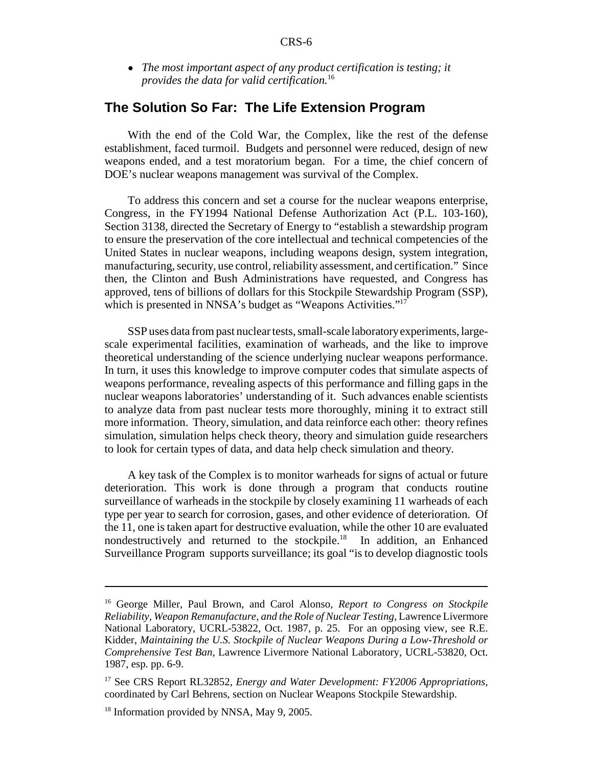- *The most important aspect of any product certification is testing; it provides the data for valid certification.*[16]

## The Solution So Far: The Life Extension Program

With the end of the Cold War, the Complex, like the rest of the defense establishment, faced turmoil. Budgets and personnel were reduced, design of new weapons ended, and a test moratorium began. For a time, the chief concern of DOE's nuclear weapons management was survival of the Complex.

To address this concern and set a course for the nuclear weapons enterprise, Congress, in the FY1994 National Defense Authorization Act (P.L. 103-160), Section 3138, directed the Secretary of Energy to "establish a stewardship program to ensure the preservation of the core intellectual and technical competencies of the United States in nuclear weapons, including weapons design, system integration, manufacturing, security, use control, reliability assessment, and certification." Since then, the Clinton and Bush Administrations have requested, and Congress has approved, tens of billions of dollars for this Stockpile Stewardship Program (SSP), which is presented in NNSA's budget as "Weapons Activities."[17]

SSP uses data from past nuclear tests, small-scale laboratory experiments, large-scale experimental facilities, examination of warheads, and the like to improve theoretical understanding of the science underlying nuclear weapons performance. In turn, it uses this knowledge to improve computer codes that simulate aspects of weapons performance, revealing aspects of this performance and filling gaps in the nuclear weapons laboratories' understanding of it. Such advances enable scientists to analyze data from past nuclear tests more thoroughly, mining it to extract still more information. Theory, simulation, and data reinforce each other: theory refines simulation, simulation helps check theory, theory and simulation guide researchers to look for certain types of data, and data help check simulation and theory.

A key task of the Complex is to monitor warheads for signs of actual or future deterioration. This work is done through a program that conducts routine surveillance of warheads in the stockpile by closely examining 11 warheads of each type per year to search for corrosion, gases, and other evidence of deterioration. Of the 11, one is taken apart for destructive evaluation, while the other 10 are evaluated nondestructively and returned to the stockpile.[18] In addition, an Enhanced Surveillance Program supports surveillance; its goal "is to develop diagnostic tools

---

[16] George Miller, Paul Brown, and Carol Alonso, *Report to Congress on Stockpile Reliability, Weapon Remanufacture, and the Role of Nuclear Testing*, Lawrence Livermore National Laboratory, UCRL-53822, Oct. 1987, p. 25. For an opposing view, see R.E. Kidder, *Maintaining the U.S. Stockpile of Nuclear Weapons During a Low-Threshold or Comprehensive Test Ban*, Lawrence Livermore National Laboratory, UCRL-53820, Oct. 1987, esp. pp. 6-9.

[17] See CRS Report RL32852, *Energy and Water Development: FY2006 Appropriations*, coordinated by Carl Behrens, section on Nuclear Weapons Stockpile Stewardship.

[18] Information provided by NNSA, May 9, 2005.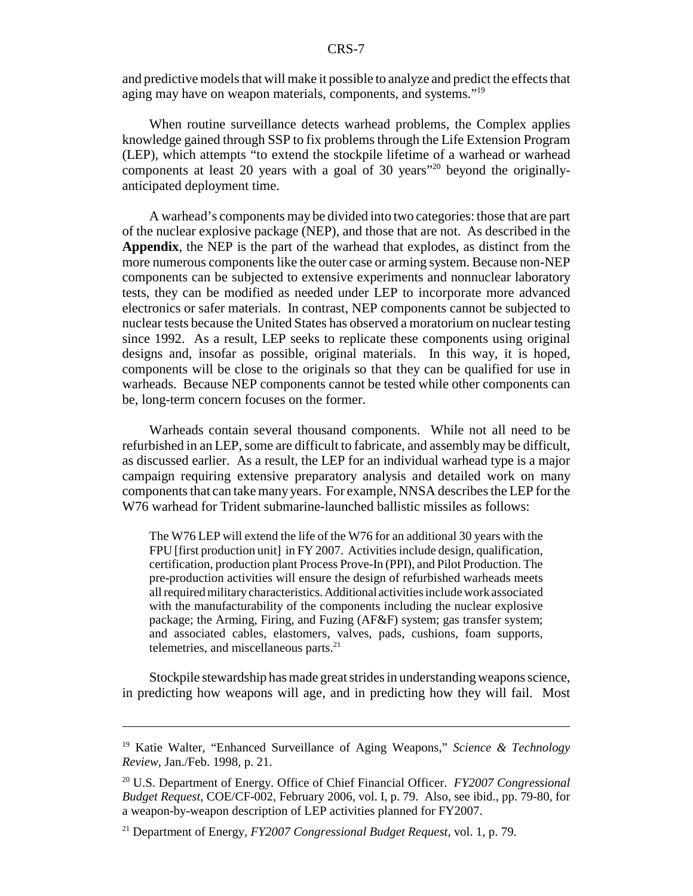and predictive models that will make it possible to analyze and predict the effects that aging may have on weapon materials, components, and systems."[19]

When routine surveillance detects warhead problems, the Complex applies knowledge gained through SSP to fix problems through the Life Extension Program (LEP), which attempts "to extend the stockpile lifetime of a warhead or warhead components at least 20 years with a goal of 30 years"[20] beyond the originally-anticipated deployment time.

A warhead's components may be divided into two categories: those that are part of the nuclear explosive package (NEP), and those that are not. As described in the **Appendix**, the NEP is the part of the warhead that explodes, as distinct from the more numerous components like the outer case or arming system. Because non-NEP components can be subjected to extensive experiments and nonnuclear laboratory tests, they can be modified as needed under LEP to incorporate more advanced electronics or safer materials. In contrast, NEP components cannot be subjected to nuclear tests because the United States has observed a moratorium on nuclear testing since 1992. As a result, LEP seeks to replicate these components using original designs and, insofar as possible, original materials. In this way, it is hoped, components will be close to the originals so that they can be qualified for use in warheads. Because NEP components cannot be tested while other components can be, long-term concern focuses on the former.

Warheads contain several thousand components. While not all need to be refurbished in an LEP, some are difficult to fabricate, and assembly may be difficult, as discussed earlier. As a result, the LEP for an individual warhead type is a major campaign requiring extensive preparatory analysis and detailed work on many components that can take many years. For example, NNSA describes the LEP for the W76 warhead for Trident submarine-launched ballistic missiles as follows:

> The W76 LEP will extend the life of the W76 for an additional 30 years with the FPU [first production unit] in FY 2007. Activities include design, qualification, certification, production plant Process Prove-In (PPI), and Pilot Production. The pre-production activities will ensure the design of refurbished warheads meets all required military characteristics. Additional activities include work associated with the manufacturability of the components including the nuclear explosive package; the Arming, Firing, and Fuzing (AF&F) system; gas transfer system; and associated cables, elastomers, valves, pads, cushions, foam supports, telemetries, and miscellaneous parts.[21]

Stockpile stewardship has made great strides in understanding weapons science, in predicting how weapons will age, and in predicting how they will fail. Most

---

[19] Katie Walter, "Enhanced Surveillance of Aging Weapons," *Science & Technology Review*, Jan./Feb. 1998, p. 21.

[20] U.S. Department of Energy. Office of Chief Financial Officer. *FY2007 Congressional Budget Request*, COE/CF-002, February 2006, vol. I, p. 79. Also, see ibid., pp. 79-80, for a weapon-by-weapon description of LEP activities planned for FY2007.

[21] Department of Energy, *FY2007 Congressional Budget Request*, vol. 1, p. 79.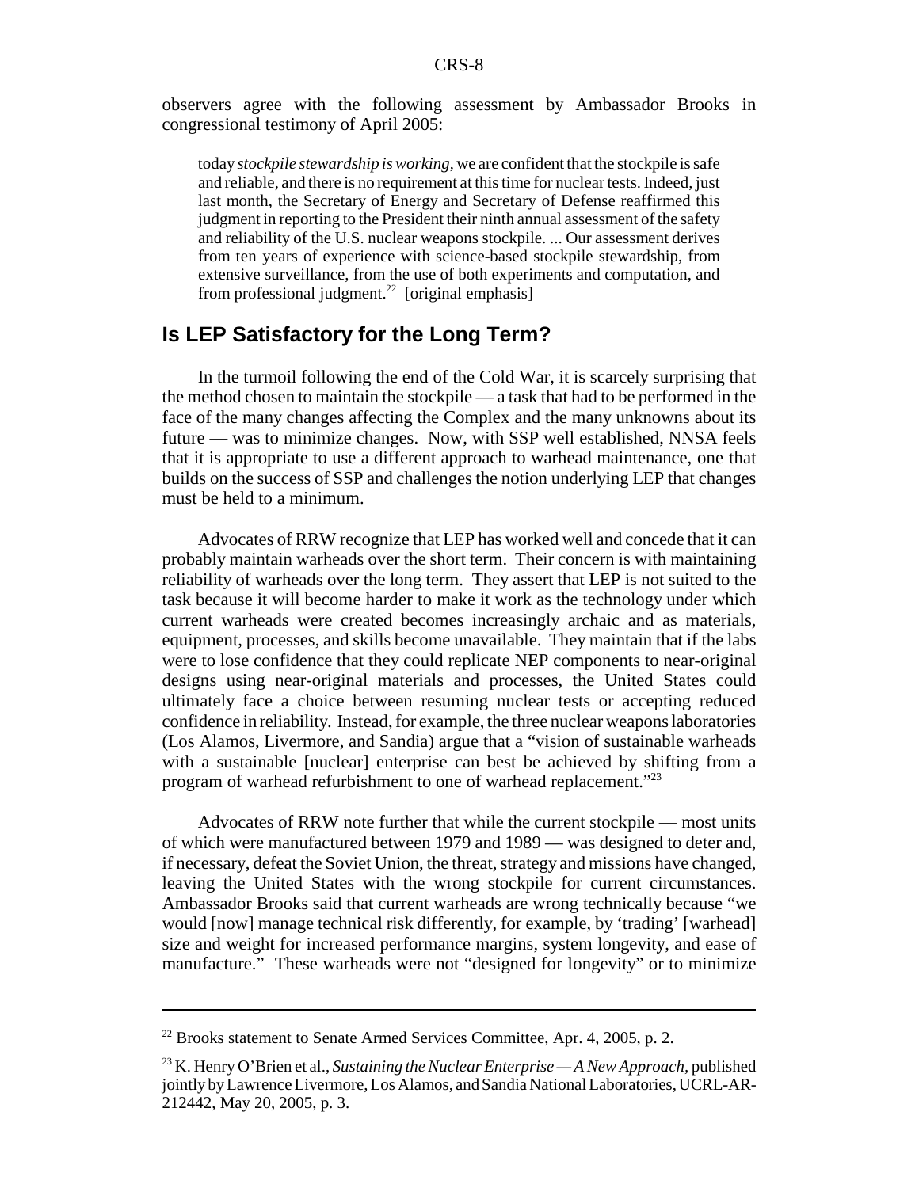observers agree with the following assessment by Ambassador Brooks in congressional testimony of April 2005:

> today *stockpile stewardship is working*, we are confident that the stockpile is safe and reliable, and there is no requirement at this time for nuclear tests. Indeed, just last month, the Secretary of Energy and Secretary of Defense reaffirmed this judgment in reporting to the President their ninth annual assessment of the safety and reliability of the U.S. nuclear weapons stockpile. ... Our assessment derives from ten years of experience with science-based stockpile stewardship, from extensive surveillance, from the use of both experiments and computation, and from professional judgment.[22] [original emphasis]

## Is LEP Satisfactory for the Long Term?

In the turmoil following the end of the Cold War, it is scarcely surprising that the method chosen to maintain the stockpile — a task that had to be performed in the face of the many changes affecting the Complex and the many unknowns about its future — was to minimize changes. Now, with SSP well established, NNSA feels that it is appropriate to use a different approach to warhead maintenance, one that builds on the success of SSP and challenges the notion underlying LEP that changes must be held to a minimum.

Advocates of RRW recognize that LEP has worked well and concede that it can probably maintain warheads over the short term. Their concern is with maintaining reliability of warheads over the long term. They assert that LEP is not suited to the task because it will become harder to make it work as the technology under which current warheads were created becomes increasingly archaic and as materials, equipment, processes, and skills become unavailable. They maintain that if the labs were to lose confidence that they could replicate NEP components to near-original designs using near-original materials and processes, the United States could ultimately face a choice between resuming nuclear tests or accepting reduced confidence in reliability. Instead, for example, the three nuclear weapons laboratories (Los Alamos, Livermore, and Sandia) argue that a "vision of sustainable warheads with a sustainable [nuclear] enterprise can best be achieved by shifting from a program of warhead refurbishment to one of warhead replacement."[23]

Advocates of RRW note further that while the current stockpile — most units of which were manufactured between 1979 and 1989 — was designed to deter and, if necessary, defeat the Soviet Union, the threat, strategy and missions have changed, leaving the United States with the wrong stockpile for current circumstances. Ambassador Brooks said that current warheads are wrong technically because "we would [now] manage technical risk differently, for example, by 'trading' [warhead] size and weight for increased performance margins, system longevity, and ease of manufacture." These warheads were not "designed for longevity" or to minimize

---

[22] Brooks statement to Senate Armed Services Committee, Apr. 4, 2005, p. 2.

[23] K. Henry O'Brien et al., *Sustaining the Nuclear Enterprise — A New Approach*, published jointly by Lawrence Livermore, Los Alamos, and Sandia National Laboratories, UCRL-AR-212442, May 20, 2005, p. 3.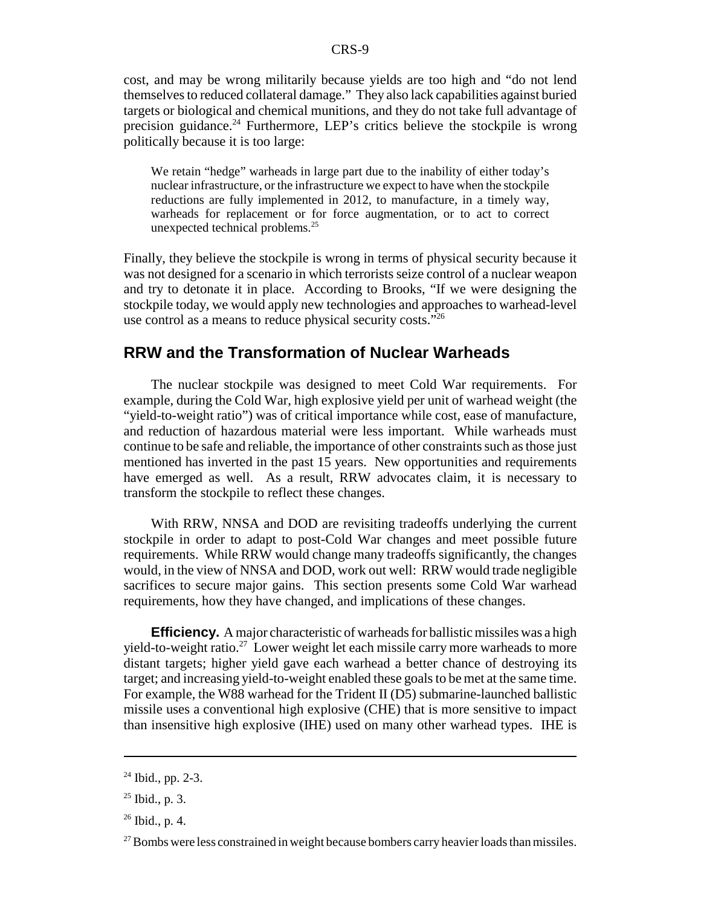cost, and may be wrong militarily because yields are too high and "do not lend themselves to reduced collateral damage." They also lack capabilities against buried targets or biological and chemical munitions, and they do not take full advantage of precision guidance.[24] Furthermore, LEP's critics believe the stockpile is wrong politically because it is too large:

> We retain "hedge" warheads in large part due to the inability of either today's nuclear infrastructure, or the infrastructure we expect to have when the stockpile reductions are fully implemented in 2012, to manufacture, in a timely way, warheads for replacement or for force augmentation, or to act to correct unexpected technical problems.[25]

Finally, they believe the stockpile is wrong in terms of physical security because it was not designed for a scenario in which terrorists seize control of a nuclear weapon and try to detonate it in place. According to Brooks, "If we were designing the stockpile today, we would apply new technologies and approaches to warhead-level use control as a means to reduce physical security costs."[26]

## RRW and the Transformation of Nuclear Warheads

The nuclear stockpile was designed to meet Cold War requirements. For example, during the Cold War, high explosive yield per unit of warhead weight (the "yield-to-weight ratio") was of critical importance while cost, ease of manufacture, and reduction of hazardous material were less important. While warheads must continue to be safe and reliable, the importance of other constraints such as those just mentioned has inverted in the past 15 years. New opportunities and requirements have emerged as well. As a result, RRW advocates claim, it is necessary to transform the stockpile to reflect these changes.

With RRW, NNSA and DOD are revisiting tradeoffs underlying the current stockpile in order to adapt to post-Cold War changes and meet possible future requirements. While RRW would change many tradeoffs significantly, the changes would, in the view of NNSA and DOD, work out well: RRW would trade negligible sacrifices to secure major gains. This section presents some Cold War warhead requirements, how they have changed, and implications of these changes.

**Efficiency.** A major characteristic of warheads for ballistic missiles was a high yield-to-weight ratio.[27] Lower weight let each missile carry more warheads to more distant targets; higher yield gave each warhead a better chance of destroying its target; and increasing yield-to-weight enabled these goals to be met at the same time. For example, the W88 warhead for the Trident II (D5) submarine-launched ballistic missile uses a conventional high explosive (CHE) that is more sensitive to impact than insensitive high explosive (IHE) used on many other warhead types. IHE is

---

[24] Ibid., pp. 2-3.

[25] Ibid., p. 3.

[26] Ibid., p. 4.

[27] Bombs were less constrained in weight because bombers carry heavier loads than missiles.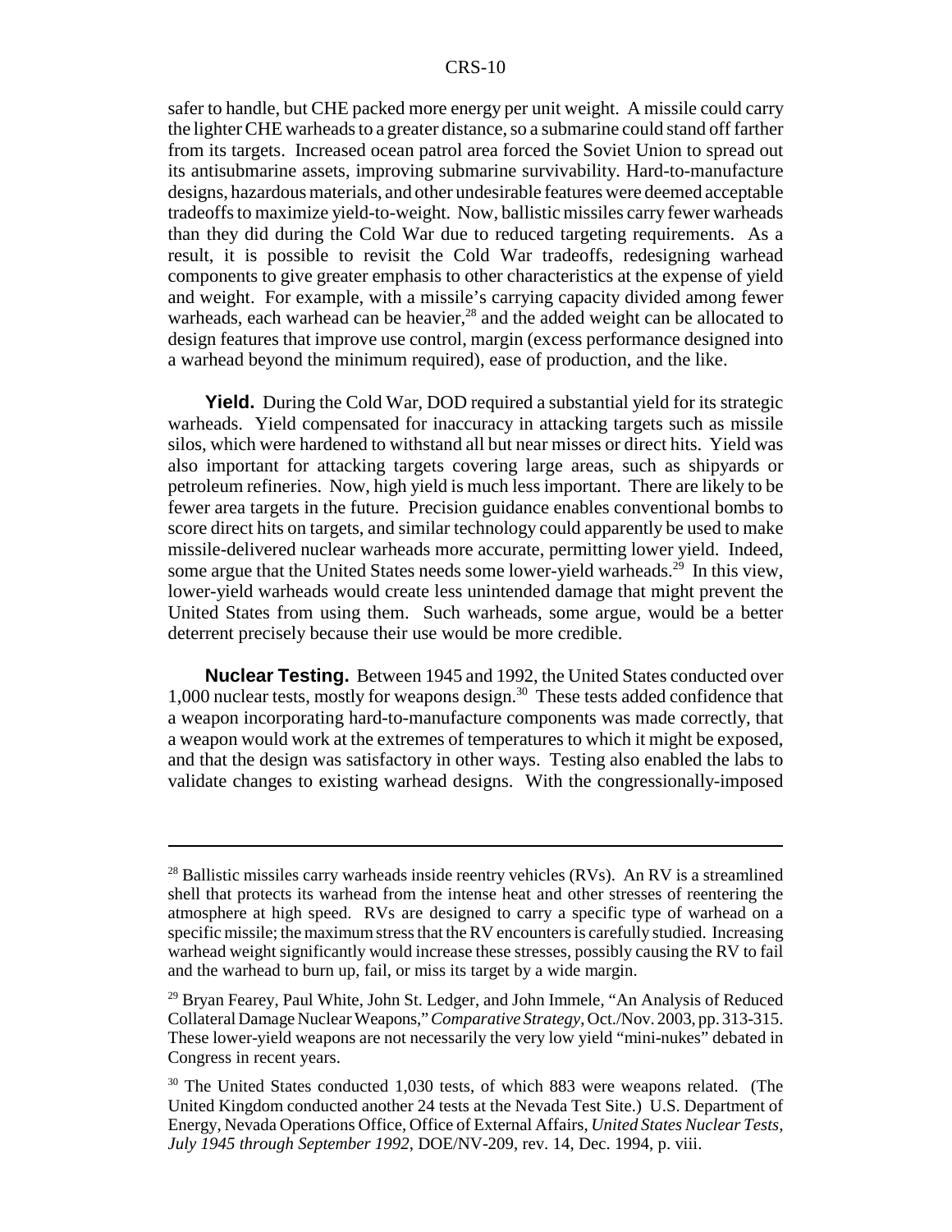safer to handle, but CHE packed more energy per unit weight. A missile could carry the lighter CHE warheads to a greater distance, so a submarine could stand off farther from its targets. Increased ocean patrol area forced the Soviet Union to spread out its antisubmarine assets, improving submarine survivability. Hard-to-manufacture designs, hazardous materials, and other undesirable features were deemed acceptable tradeoffs to maximize yield-to-weight. Now, ballistic missiles carry fewer warheads than they did during the Cold War due to reduced targeting requirements. As a result, it is possible to revisit the Cold War tradeoffs, redesigning warhead components to give greater emphasis to other characteristics at the expense of yield and weight. For example, with a missile's carrying capacity divided among fewer warheads, each warhead can be heavier,[28] and the added weight can be allocated to design features that improve use control, margin (excess performance designed into a warhead beyond the minimum required), ease of production, and the like.

**Yield.** During the Cold War, DOD required a substantial yield for its strategic warheads. Yield compensated for inaccuracy in attacking targets such as missile silos, which were hardened to withstand all but near misses or direct hits. Yield was also important for attacking targets covering large areas, such as shipyards or petroleum refineries. Now, high yield is much less important. There are likely to be fewer area targets in the future. Precision guidance enables conventional bombs to score direct hits on targets, and similar technology could apparently be used to make missile-delivered nuclear warheads more accurate, permitting lower yield. Indeed, some argue that the United States needs some lower-yield warheads.[29] In this view, lower-yield warheads would create less unintended damage that might prevent the United States from using them. Such warheads, some argue, would be a better deterrent precisely because their use would be more credible.

**Nuclear Testing.** Between 1945 and 1992, the United States conducted over 1,000 nuclear tests, mostly for weapons design.[30] These tests added confidence that a weapon incorporating hard-to-manufacture components was made correctly, that a weapon would work at the extremes of temperatures to which it might be exposed, and that the design was satisfactory in other ways. Testing also enabled the labs to validate changes to existing warhead designs. With the congressionally-imposed

---

[28] Ballistic missiles carry warheads inside reentry vehicles (RVs). An RV is a streamlined shell that protects its warhead from the intense heat and other stresses of reentering the atmosphere at high speed. RVs are designed to carry a specific type of warhead on a specific missile; the maximum stress that the RV encounters is carefully studied. Increasing warhead weight significantly would increase these stresses, possibly causing the RV to fail and the warhead to burn up, fail, or miss its target by a wide margin.

[29] Bryan Fearey, Paul White, John St. Ledger, and John Immele, "An Analysis of Reduced Collateral Damage Nuclear Weapons," *Comparative Strategy*, Oct./Nov. 2003, pp. 313-315. These lower-yield weapons are not necessarily the very low yield "mini-nukes" debated in Congress in recent years.

[30] The United States conducted 1,030 tests, of which 883 were weapons related. (The United Kingdom conducted another 24 tests at the Nevada Test Site.) U.S. Department of Energy, Nevada Operations Office, Office of External Affairs, *United States Nuclear Tests, July 1945 through September 1992,* DOE/NV-209, rev. 14, Dec. 1994, p. viii.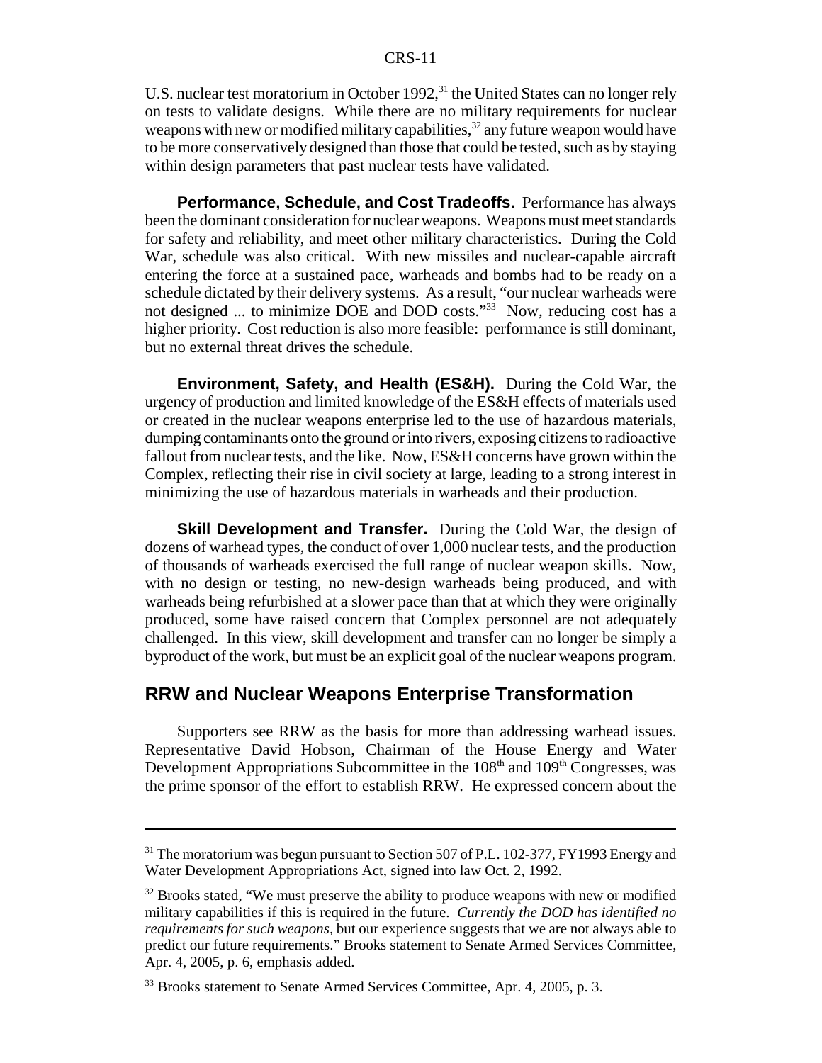U.S. nuclear test moratorium in October 1992,[31] the United States can no longer rely on tests to validate designs. While there are no military requirements for nuclear weapons with new or modified military capabilities,[32] any future weapon would have to be more conservatively designed than those that could be tested, such as by staying within design parameters that past nuclear tests have validated.

**Performance, Schedule, and Cost Tradeoffs.** Performance has always been the dominant consideration for nuclear weapons. Weapons must meet standards for safety and reliability, and meet other military characteristics. During the Cold War, schedule was also critical. With new missiles and nuclear-capable aircraft entering the force at a sustained pace, warheads and bombs had to be ready on a schedule dictated by their delivery systems. As a result, "our nuclear warheads were not designed ... to minimize DOE and DOD costs."[33] Now, reducing cost has a higher priority. Cost reduction is also more feasible: performance is still dominant, but no external threat drives the schedule.

**Environment, Safety, and Health (ES&H).** During the Cold War, the urgency of production and limited knowledge of the ES&H effects of materials used or created in the nuclear weapons enterprise led to the use of hazardous materials, dumping contaminants onto the ground or into rivers, exposing citizens to radioactive fallout from nuclear tests, and the like. Now, ES&H concerns have grown within the Complex, reflecting their rise in civil society at large, leading to a strong interest in minimizing the use of hazardous materials in warheads and their production.

**Skill Development and Transfer.** During the Cold War, the design of dozens of warhead types, the conduct of over 1,000 nuclear tests, and the production of thousands of warheads exercised the full range of nuclear weapon skills. Now, with no design or testing, no new-design warheads being produced, and with warheads being refurbished at a slower pace than that at which they were originally produced, some have raised concern that Complex personnel are not adequately challenged. In this view, skill development and transfer can no longer be simply a byproduct of the work, but must be an explicit goal of the nuclear weapons program.

## RRW and Nuclear Weapons Enterprise Transformation

Supporters see RRW as the basis for more than addressing warhead issues. Representative David Hobson, Chairman of the House Energy and Water Development Appropriations Subcommittee in the 108th and 109th Congresses, was the prime sponsor of the effort to establish RRW. He expressed concern about the

---

[31] The moratorium was begun pursuant to Section 507 of P.L. 102-377, FY1993 Energy and Water Development Appropriations Act, signed into law Oct. 2, 1992.

[32] Brooks stated, "We must preserve the ability to produce weapons with new or modified military capabilities if this is required in the future. *Currently the DOD has identified no requirements for such weapons,* but our experience suggests that we are not always able to predict our future requirements." Brooks statement to Senate Armed Services Committee, Apr. 4, 2005, p. 6, emphasis added.

[33] Brooks statement to Senate Armed Services Committee, Apr. 4, 2005, p. 3.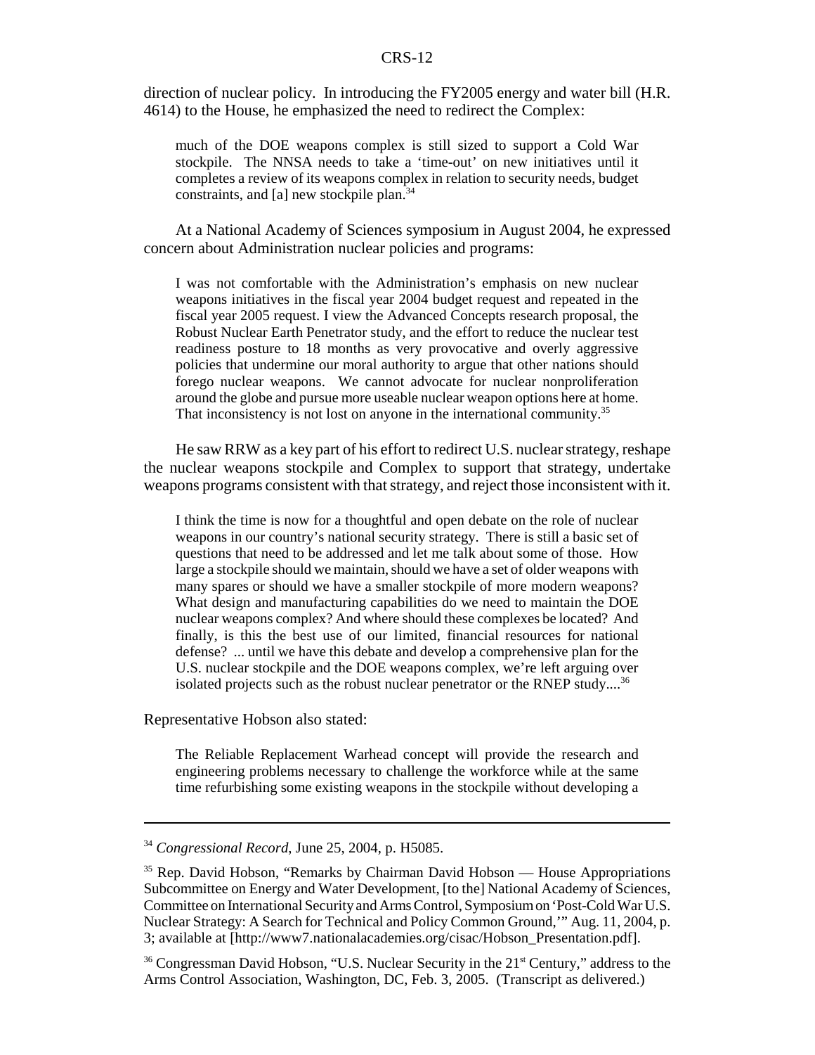direction of nuclear policy. In introducing the FY2005 energy and water bill (H.R. 4614) to the House, he emphasized the need to redirect the Complex:

> much of the DOE weapons complex is still sized to support a Cold War stockpile. The NNSA needs to take a 'time-out' on new initiatives until it completes a review of its weapons complex in relation to security needs, budget constraints, and [a] new stockpile plan.[34]

At a National Academy of Sciences symposium in August 2004, he expressed concern about Administration nuclear policies and programs:

> I was not comfortable with the Administration's emphasis on new nuclear weapons initiatives in the fiscal year 2004 budget request and repeated in the fiscal year 2005 request. I view the Advanced Concepts research proposal, the Robust Nuclear Earth Penetrator study, and the effort to reduce the nuclear test readiness posture to 18 months as very provocative and overly aggressive policies that undermine our moral authority to argue that other nations should forego nuclear weapons. We cannot advocate for nuclear nonproliferation around the globe and pursue more useable nuclear weapon options here at home. That inconsistency is not lost on anyone in the international community.[35]

He saw RRW as a key part of his effort to redirect U.S. nuclear strategy, reshape the nuclear weapons stockpile and Complex to support that strategy, undertake weapons programs consistent with that strategy, and reject those inconsistent with it.

> I think the time is now for a thoughtful and open debate on the role of nuclear weapons in our country's national security strategy. There is still a basic set of questions that need to be addressed and let me talk about some of those. How large a stockpile should we maintain, should we have a set of older weapons with many spares or should we have a smaller stockpile of more modern weapons? What design and manufacturing capabilities do we need to maintain the DOE nuclear weapons complex? And where should these complexes be located? And finally, is this the best use of our limited, financial resources for national defense? ... until we have this debate and develop a comprehensive plan for the U.S. nuclear stockpile and the DOE weapons complex, we're left arguing over isolated projects such as the robust nuclear penetrator or the RNEP study....[36]

Representative Hobson also stated:

> The Reliable Replacement Warhead concept will provide the research and engineering problems necessary to challenge the workforce while at the same time refurbishing some existing weapons in the stockpile without developing a

---

[34] *Congressional Record*, June 25, 2004, p. H5085.

[35] Rep. David Hobson, "Remarks by Chairman David Hobson — House Appropriations Subcommittee on Energy and Water Development, [to the] National Academy of Sciences, Committee on International Security and Arms Control, Symposium on 'Post-Cold War U.S. Nuclear Strategy: A Search for Technical and Policy Common Ground,'" Aug. 11, 2004, p. 3; available at [http://www7.nationalacademies.org/cisac/Hobson_Presentation.pdf].

[36] Congressman David Hobson, "U.S. Nuclear Security in the 21st Century," address to the Arms Control Association, Washington, DC, Feb. 3, 2005. (Transcript as delivered.)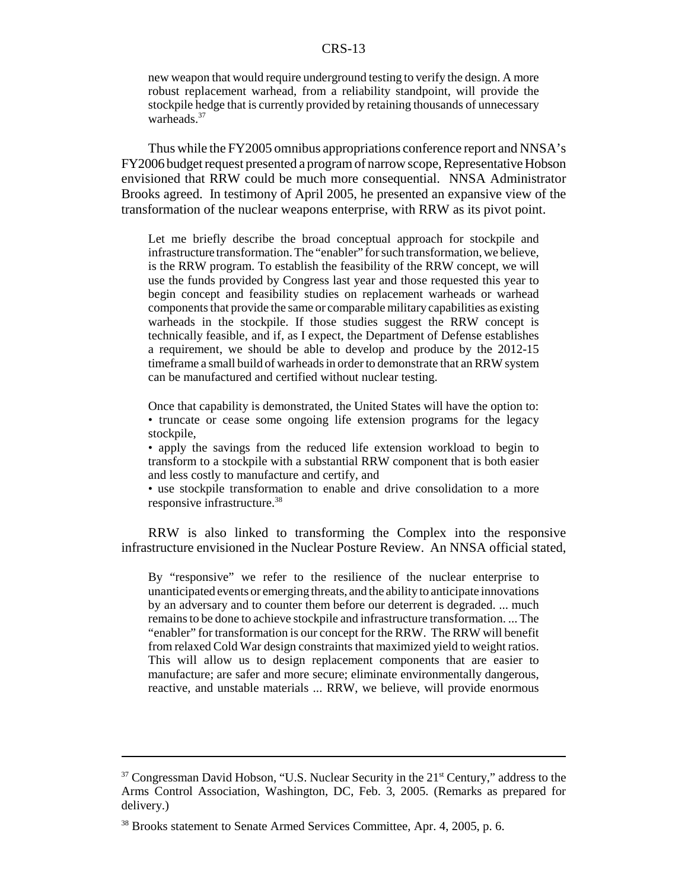new weapon that would require underground testing to verify the design. A more robust replacement warhead, from a reliability standpoint, will provide the stockpile hedge that is currently provided by retaining thousands of unnecessary warheads.[37]

Thus while the FY2005 omnibus appropriations conference report and NNSA's FY2006 budget request presented a program of narrow scope, Representative Hobson envisioned that RRW could be much more consequential. NNSA Administrator Brooks agreed. In testimony of April 2005, he presented an expansive view of the transformation of the nuclear weapons enterprise, with RRW as its pivot point.

> Let me briefly describe the broad conceptual approach for stockpile and infrastructure transformation. The "enabler" for such transformation, we believe, is the RRW program. To establish the feasibility of the RRW concept, we will use the funds provided by Congress last year and those requested this year to begin concept and feasibility studies on replacement warheads or warhead components that provide the same or comparable military capabilities as existing warheads in the stockpile. If those studies suggest the RRW concept is technically feasible, and if, as I expect, the Department of Defense establishes a requirement, we should be able to develop and produce by the 2012-15 timeframe a small build of warheads in order to demonstrate that an RRW system can be manufactured and certified without nuclear testing.
>
> Once that capability is demonstrated, the United States will have the option to:
> - truncate or cease some ongoing life extension programs for the legacy stockpile,
> - apply the savings from the reduced life extension workload to begin to transform to a stockpile with a substantial RRW component that is both easier and less costly to manufacture and certify, and
> - use stockpile transformation to enable and drive consolidation to a more responsive infrastructure.[38]

RRW is also linked to transforming the Complex into the responsive infrastructure envisioned in the Nuclear Posture Review. An NNSA official stated,

> By "responsive" we refer to the resilience of the nuclear enterprise to unanticipated events or emerging threats, and the ability to anticipate innovations by an adversary and to counter them before our deterrent is degraded. ... much remains to be done to achieve stockpile and infrastructure transformation. ... The "enabler" for transformation is our concept for the RRW. The RRW will benefit from relaxed Cold War design constraints that maximized yield to weight ratios. This will allow us to design replacement components that are easier to manufacture; are safer and more secure; eliminate environmentally dangerous, reactive, and unstable materials ... RRW, we believe, will provide enormous

---

[37] Congressman David Hobson, "U.S. Nuclear Security in the 21st Century," address to the Arms Control Association, Washington, DC, Feb. 3, 2005. (Remarks as prepared for delivery.)

[38] Brooks statement to Senate Armed Services Committee, Apr. 4, 2005, p. 6.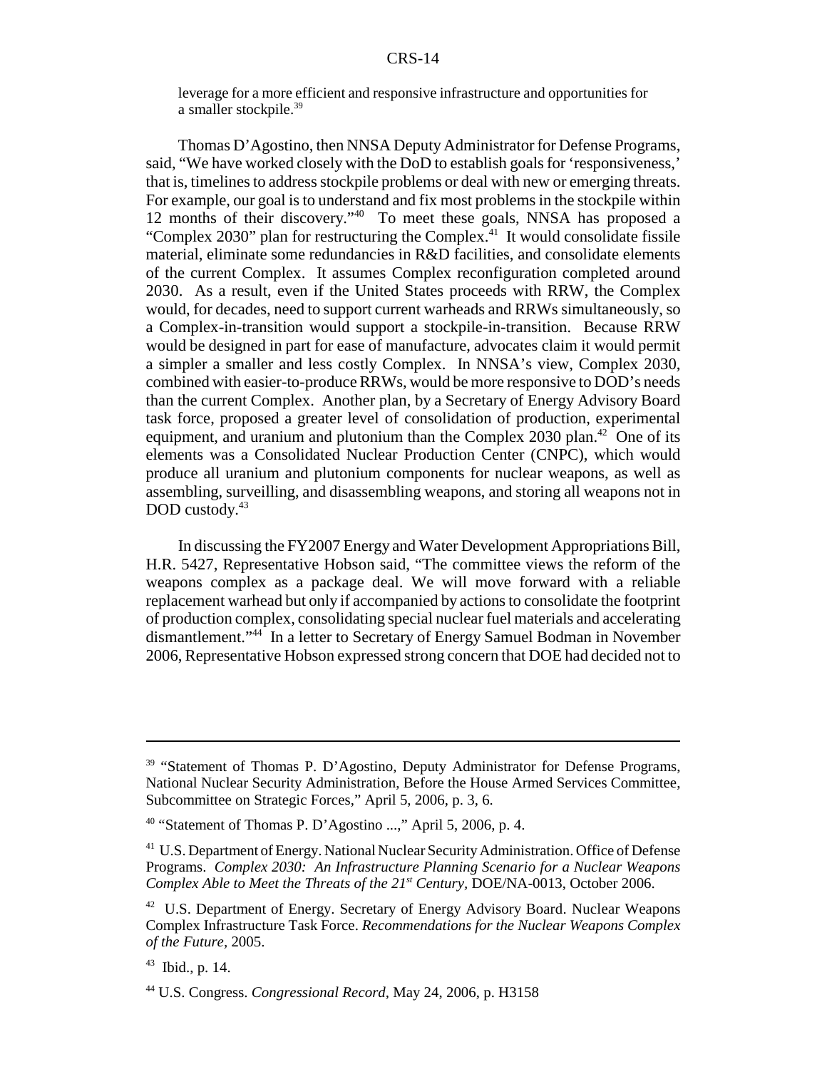leverage for a more efficient and responsive infrastructure and opportunities for a smaller stockpile.[39]

Thomas D'Agostino, then NNSA Deputy Administrator for Defense Programs, said, "We have worked closely with the DoD to establish goals for 'responsiveness,' that is, timelines to address stockpile problems or deal with new or emerging threats. For example, our goal is to understand and fix most problems in the stockpile within 12 months of their discovery."[40] To meet these goals, NNSA has proposed a "Complex 2030" plan for restructuring the Complex.[41] It would consolidate fissile material, eliminate some redundancies in R&D facilities, and consolidate elements of the current Complex. It assumes Complex reconfiguration completed around 2030. As a result, even if the United States proceeds with RRW, the Complex would, for decades, need to support current warheads and RRWs simultaneously, so a Complex-in-transition would support a stockpile-in-transition. Because RRW would be designed in part for ease of manufacture, advocates claim it would permit a simpler a smaller and less costly Complex. In NNSA's view, Complex 2030, combined with easier-to-produce RRWs, would be more responsive to DOD's needs than the current Complex. Another plan, by a Secretary of Energy Advisory Board task force, proposed a greater level of consolidation of production, experimental equipment, and uranium and plutonium than the Complex 2030 plan.[42] One of its elements was a Consolidated Nuclear Production Center (CNPC), which would produce all uranium and plutonium components for nuclear weapons, as well as assembling, surveilling, and disassembling weapons, and storing all weapons not in DOD custody.[43]

In discussing the FY2007 Energy and Water Development Appropriations Bill, H.R. 5427, Representative Hobson said, "The committee views the reform of the weapons complex as a package deal. We will move forward with a reliable replacement warhead but only if accompanied by actions to consolidate the footprint of production complex, consolidating special nuclear fuel materials and accelerating dismantlement."[44] In a letter to Secretary of Energy Samuel Bodman in November 2006, Representative Hobson expressed strong concern that DOE had decided not to

---

[39] "Statement of Thomas P. D'Agostino, Deputy Administrator for Defense Programs, National Nuclear Security Administration, Before the House Armed Services Committee, Subcommittee on Strategic Forces," April 5, 2006, p. 3, 6.

[40] "Statement of Thomas P. D'Agostino ...," April 5, 2006, p. 4.

[41] U.S. Department of Energy. National Nuclear Security Administration. Office of Defense Programs. *Complex 2030: An Infrastructure Planning Scenario for a Nuclear Weapons Complex Able to Meet the Threats of the 21st Century*, DOE/NA-0013, October 2006.

[42] U.S. Department of Energy. Secretary of Energy Advisory Board. Nuclear Weapons Complex Infrastructure Task Force. *Recommendations for the Nuclear Weapons Complex of the Future*, 2005.

[43] Ibid., p. 14.

[44] U.S. Congress. *Congressional Record*, May 24, 2006, p. H3158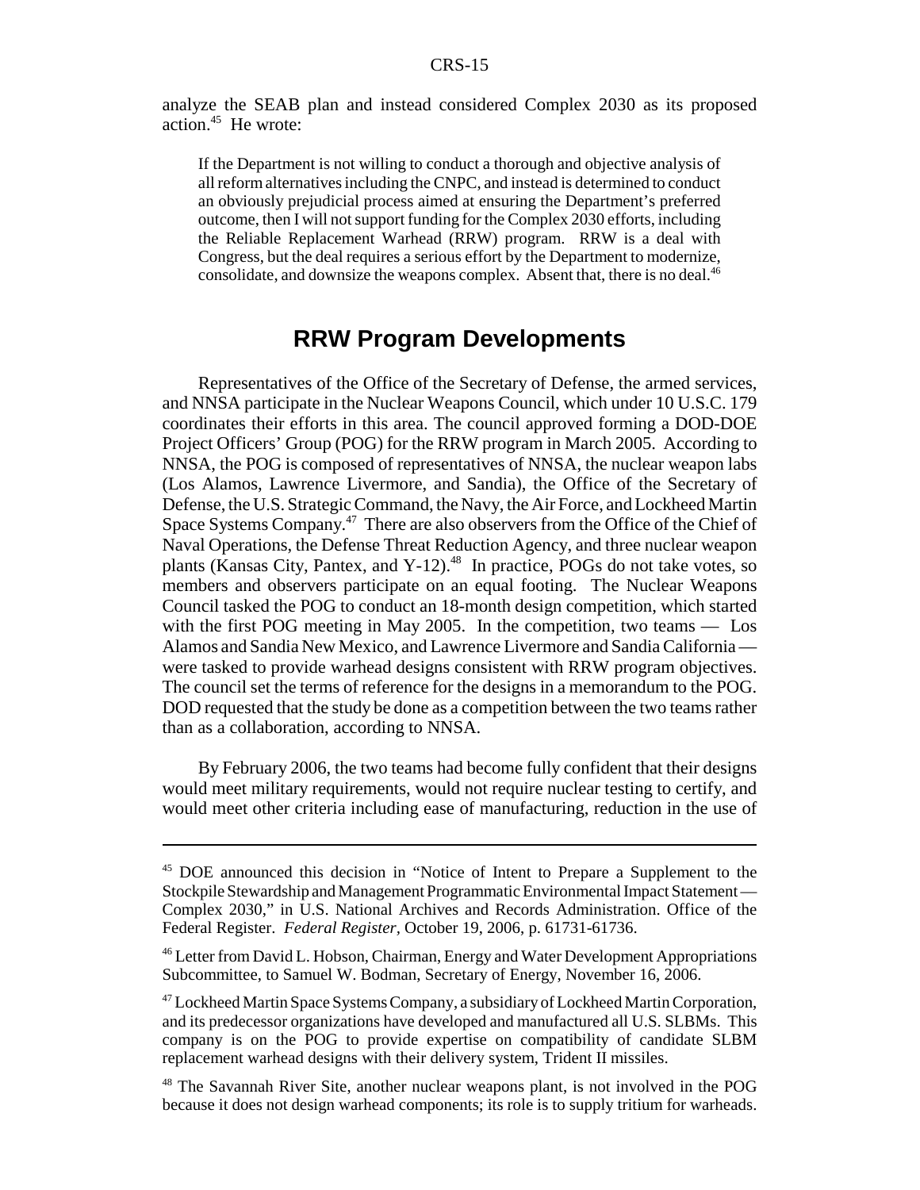analyze the SEAB plan and instead considered Complex 2030 as its proposed action.[45] He wrote:

> If the Department is not willing to conduct a thorough and objective analysis of all reform alternatives including the CNPC, and instead is determined to conduct an obviously prejudicial process aimed at ensuring the Department's preferred outcome, then I will not support funding for the Complex 2030 efforts, including the Reliable Replacement Warhead (RRW) program. RRW is a deal with Congress, but the deal requires a serious effort by the Department to modernize, consolidate, and downsize the weapons complex. Absent that, there is no deal.[46]

## RRW Program Developments

Representatives of the Office of the Secretary of Defense, the armed services, and NNSA participate in the Nuclear Weapons Council, which under 10 U.S.C. 179 coordinates their efforts in this area. The council approved forming a DOD-DOE Project Officers' Group (POG) for the RRW program in March 2005. According to NNSA, the POG is composed of representatives of NNSA, the nuclear weapon labs (Los Alamos, Lawrence Livermore, and Sandia), the Office of the Secretary of Defense, the U.S. Strategic Command, the Navy, the Air Force, and Lockheed Martin Space Systems Company.[47] There are also observers from the Office of the Chief of Naval Operations, the Defense Threat Reduction Agency, and three nuclear weapon plants (Kansas City, Pantex, and Y-12).[48] In practice, POGs do not take votes, so members and observers participate on an equal footing. The Nuclear Weapons Council tasked the POG to conduct an 18-month design competition, which started with the first POG meeting in May 2005. In the competition, two teams — Los Alamos and Sandia New Mexico, and Lawrence Livermore and Sandia California — were tasked to provide warhead designs consistent with RRW program objectives. The council set the terms of reference for the designs in a memorandum to the POG. DOD requested that the study be done as a competition between the two teams rather than as a collaboration, according to NNSA.

By February 2006, the two teams had become fully confident that their designs would meet military requirements, would not require nuclear testing to certify, and would meet other criteria including ease of manufacturing, reduction in the use of

---

[45] DOE announced this decision in "Notice of Intent to Prepare a Supplement to the Stockpile Stewardship and Management Programmatic Environmental Impact Statement — Complex 2030," in U.S. National Archives and Records Administration. Office of the Federal Register. *Federal Register*, October 19, 2006, p. 61731-61736.

[46] Letter from David L. Hobson, Chairman, Energy and Water Development Appropriations Subcommittee, to Samuel W. Bodman, Secretary of Energy, November 16, 2006.

[47] Lockheed Martin Space Systems Company, a subsidiary of Lockheed Martin Corporation, and its predecessor organizations have developed and manufactured all U.S. SLBMs. This company is on the POG to provide expertise on compatibility of candidate SLBM replacement warhead designs with their delivery system, Trident II missiles.

[48] The Savannah River Site, another nuclear weapons plant, is not involved in the POG because it does not design warhead components; its role is to supply tritium for warheads.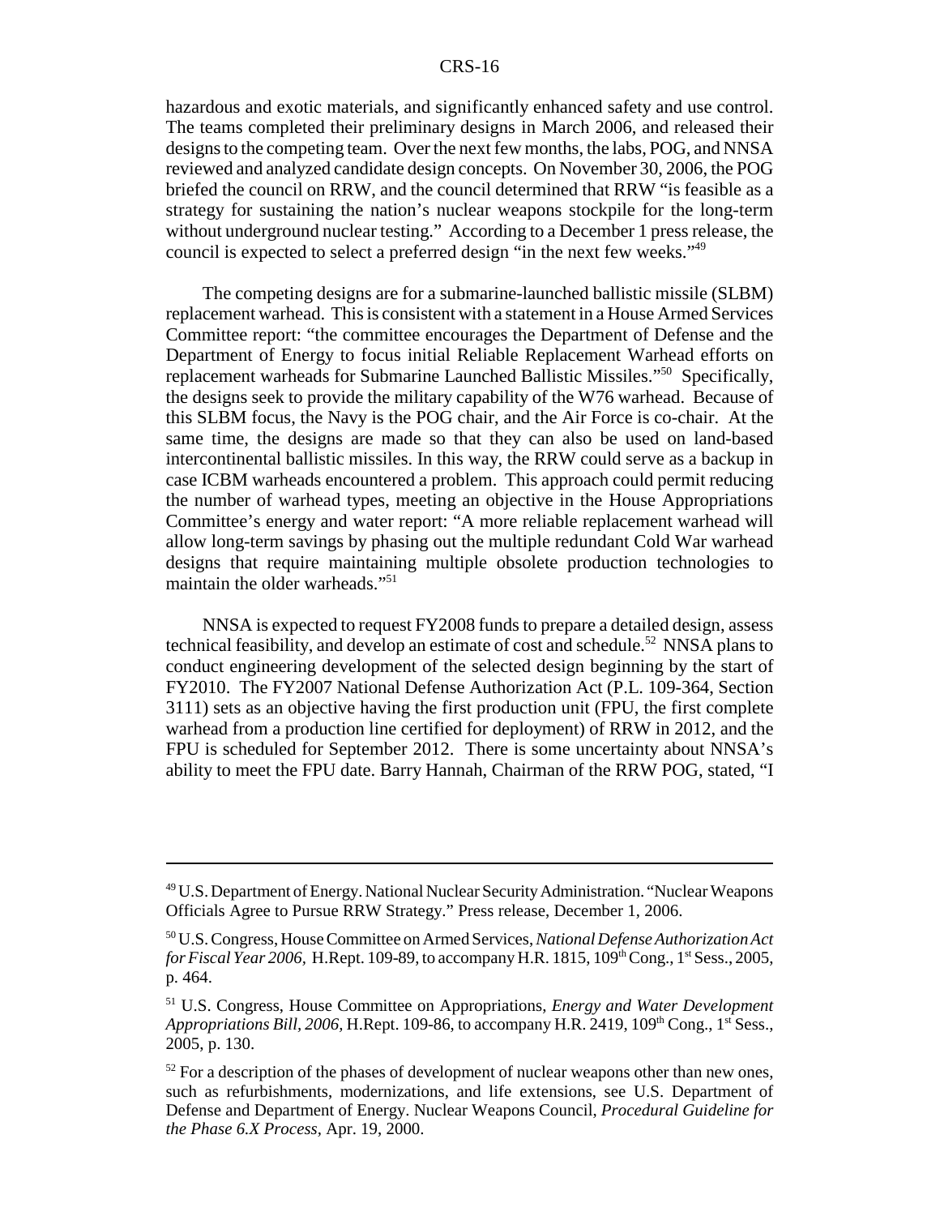hazardous and exotic materials, and significantly enhanced safety and use control. The teams completed their preliminary designs in March 2006, and released their designs to the competing team. Over the next few months, the labs, POG, and NNSA reviewed and analyzed candidate design concepts. On November 30, 2006, the POG briefed the council on RRW, and the council determined that RRW "is feasible as a strategy for sustaining the nation's nuclear weapons stockpile for the long-term without underground nuclear testing." According to a December 1 press release, the council is expected to select a preferred design "in the next few weeks."[49]

The competing designs are for a submarine-launched ballistic missile (SLBM) replacement warhead. This is consistent with a statement in a House Armed Services Committee report: "the committee encourages the Department of Defense and the Department of Energy to focus initial Reliable Replacement Warhead efforts on replacement warheads for Submarine Launched Ballistic Missiles."[50] Specifically, the designs seek to provide the military capability of the W76 warhead. Because of this SLBM focus, the Navy is the POG chair, and the Air Force is co-chair. At the same time, the designs are made so that they can also be used on land-based intercontinental ballistic missiles. In this way, the RRW could serve as a backup in case ICBM warheads encountered a problem. This approach could permit reducing the number of warhead types, meeting an objective in the House Appropriations Committee's energy and water report: "A more reliable replacement warhead will allow long-term savings by phasing out the multiple redundant Cold War warhead designs that require maintaining multiple obsolete production technologies to maintain the older warheads."[51]

NNSA is expected to request FY2008 funds to prepare a detailed design, assess technical feasibility, and develop an estimate of cost and schedule.[52] NNSA plans to conduct engineering development of the selected design beginning by the start of FY2010. The FY2007 National Defense Authorization Act (P.L. 109-364, Section 3111) sets as an objective having the first production unit (FPU, the first complete warhead from a production line certified for deployment) of RRW in 2012, and the FPU is scheduled for September 2012. There is some uncertainty about NNSA's ability to meet the FPU date. Barry Hannah, Chairman of the RRW POG, stated, "I

---

[49] U.S. Department of Energy. National Nuclear Security Administration. "Nuclear Weapons Officials Agree to Pursue RRW Strategy." Press release, December 1, 2006.

[50] U.S. Congress, House Committee on Armed Services, *National Defense Authorization Act for Fiscal Year 2006,* H.Rept. 109-89, to accompany H.R. 1815, 109th Cong., 1st Sess., 2005, p. 464.

[51] U.S. Congress, House Committee on Appropriations, *Energy and Water Development Appropriations Bill, 2006,* H.Rept. 109-86, to accompany H.R. 2419, 109th Cong., 1st Sess., 2005, p. 130.

[52] For a description of the phases of development of nuclear weapons other than new ones, such as refurbishments, modernizations, and life extensions, see U.S. Department of Defense and Department of Energy. Nuclear Weapons Council, *Procedural Guideline for the Phase 6.X Process,* Apr. 19, 2000.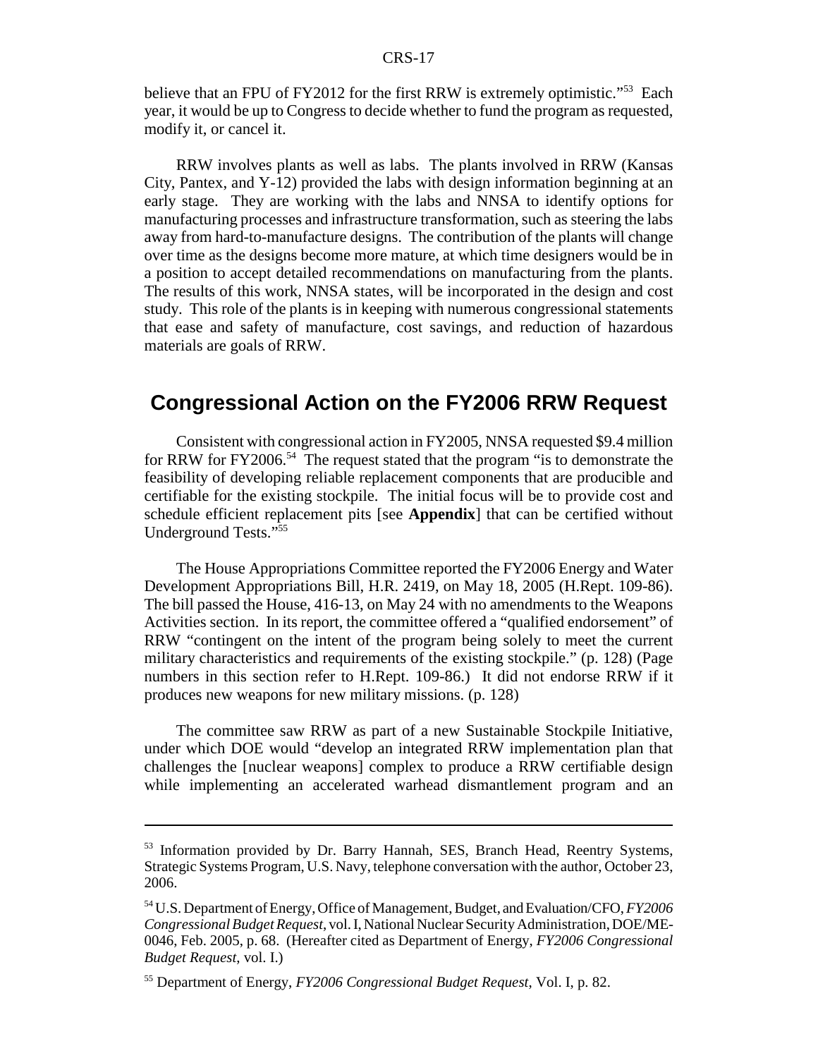believe that an FPU of FY2012 for the first RRW is extremely optimistic."[53] Each year, it would be up to Congress to decide whether to fund the program as requested, modify it, or cancel it.

RRW involves plants as well as labs. The plants involved in RRW (Kansas City, Pantex, and Y-12) provided the labs with design information beginning at an early stage. They are working with the labs and NNSA to identify options for manufacturing processes and infrastructure transformation, such as steering the labs away from hard-to-manufacture designs. The contribution of the plants will change over time as the designs become more mature, at which time designers would be in a position to accept detailed recommendations on manufacturing from the plants. The results of this work, NNSA states, will be incorporated in the design and cost study. This role of the plants is in keeping with numerous congressional statements that ease and safety of manufacture, cost savings, and reduction of hazardous materials are goals of RRW.

## Congressional Action on the FY2006 RRW Request

Consistent with congressional action in FY2005, NNSA requested $9.4 million for RRW for FY2006.[54] The request stated that the program "is to demonstrate the feasibility of developing reliable replacement components that are producible and certifiable for the existing stockpile. The initial focus will be to provide cost and schedule efficient replacement pits [see **Appendix**] that can be certified without Underground Tests."[55]

The House Appropriations Committee reported the FY2006 Energy and Water Development Appropriations Bill, H.R. 2419, on May 18, 2005 (H.Rept. 109-86). The bill passed the House, 416-13, on May 24 with no amendments to the Weapons Activities section. In its report, the committee offered a "qualified endorsement" of RRW "contingent on the intent of the program being solely to meet the current military characteristics and requirements of the existing stockpile." (p. 128) (Page numbers in this section refer to H.Rept. 109-86.) It did not endorse RRW if it produces new weapons for new military missions. (p. 128)

The committee saw RRW as part of a new Sustainable Stockpile Initiative, under which DOE would "develop an integrated RRW implementation plan that challenges the [nuclear weapons] complex to produce a RRW certifiable design while implementing an accelerated warhead dismantlement program and an

---

[53] Information provided by Dr. Barry Hannah, SES, Branch Head, Reentry Systems, Strategic Systems Program, U.S. Navy, telephone conversation with the author, October 23, 2006.

[54] U.S. Department of Energy, Office of Management, Budget, and Evaluation/CFO, *FY2006 Congressional Budget Request*, vol. I, National Nuclear Security Administration, DOE/ME-0046, Feb. 2005, p. 68. (Hereafter cited as Department of Energy, *FY2006 Congressional Budget Request*, vol. I.)

[55] Department of Energy, *FY2006 Congressional Budget Request*, Vol. I, p. 82.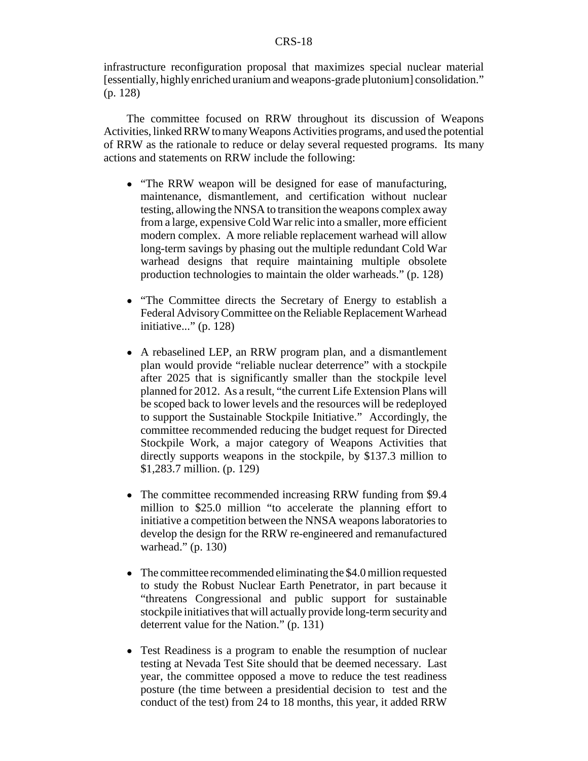infrastructure reconfiguration proposal that maximizes special nuclear material [essentially, highly enriched uranium and weapons-grade plutonium] consolidation." (p. 128)

The committee focused on RRW throughout its discussion of Weapons Activities, linked RRW to many Weapons Activities programs, and used the potential of RRW as the rationale to reduce or delay several requested programs. Its many actions and statements on RRW include the following:

- "The RRW weapon will be designed for ease of manufacturing, maintenance, dismantlement, and certification without nuclear testing, allowing the NNSA to transition the weapons complex away from a large, expensive Cold War relic into a smaller, more efficient modern complex. A more reliable replacement warhead will allow long-term savings by phasing out the multiple redundant Cold War warhead designs that require maintaining multiple obsolete production technologies to maintain the older warheads." (p. 128)

- "The Committee directs the Secretary of Energy to establish a Federal Advisory Committee on the Reliable Replacement Warhead initiative..." (p. 128)

- A rebaselined LEP, an RRW program plan, and a dismantlement plan would provide "reliable nuclear deterrence" with a stockpile after 2025 that is significantly smaller than the stockpile level planned for 2012. As a result, "the current Life Extension Plans will be scoped back to lower levels and the resources will be redeployed to support the Sustainable Stockpile Initiative." Accordingly, the committee recommended reducing the budget request for Directed Stockpile Work, a major category of Weapons Activities that directly supports weapons in the stockpile, by $137.3 million to $1,283.7 million. (p. 129)

- The committee recommended increasing RRW funding from $9.4 million to $25.0 million "to accelerate the planning effort to initiative a competition between the NNSA weapons laboratories to develop the design for the RRW re-engineered and remanufactured warhead." (p. 130)

- The committee recommended eliminating the $4.0 million requested to study the Robust Nuclear Earth Penetrator, in part because it "threatens Congressional and public support for sustainable stockpile initiatives that will actually provide long-term security and deterrent value for the Nation." (p. 131)

- Test Readiness is a program to enable the resumption of nuclear testing at Nevada Test Site should that be deemed necessary. Last year, the committee opposed a move to reduce the test readiness posture (the time between a presidential decision to test and the conduct of the test) from 24 to 18 months, this year, it added RRW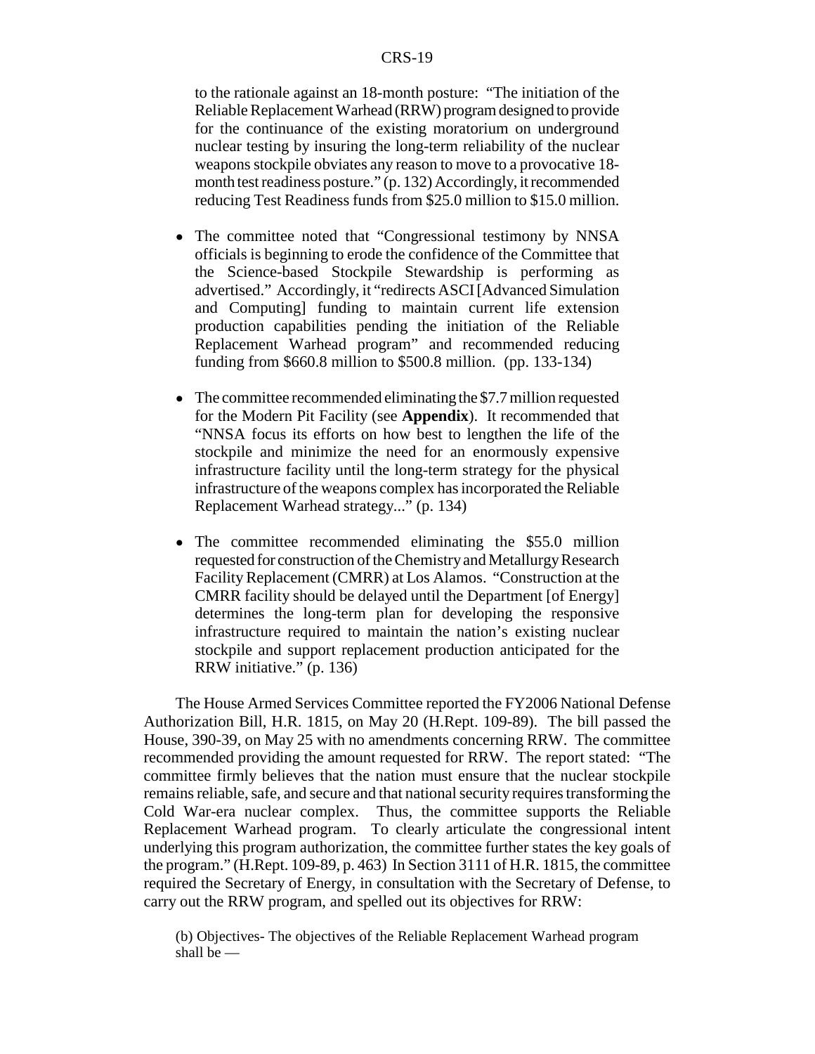to the rationale against an 18-month posture: "The initiation of the Reliable Replacement Warhead (RRW) program designed to provide for the continuance of the existing moratorium on underground nuclear testing by insuring the long-term reliability of the nuclear weapons stockpile obviates any reason to move to a provocative 18-month test readiness posture." (p. 132) Accordingly, it recommended reducing Test Readiness funds from $25.0 million to $15.0 million.

- The committee noted that "Congressional testimony by NNSA officials is beginning to erode the confidence of the Committee that the Science-based Stockpile Stewardship is performing as advertised." Accordingly, it "redirects ASCI [Advanced Simulation and Computing] funding to maintain current life extension production capabilities pending the initiation of the Reliable Replacement Warhead program" and recommended reducing funding from $660.8 million to $500.8 million. (pp. 133-134)

- The committee recommended eliminating the $7.7 million requested for the Modern Pit Facility (see **Appendix**). It recommended that "NNSA focus its efforts on how best to lengthen the life of the stockpile and minimize the need for an enormously expensive infrastructure facility until the long-term strategy for the physical infrastructure of the weapons complex has incorporated the Reliable Replacement Warhead strategy..." (p. 134)

- The committee recommended eliminating the $55.0 million requested for construction of the Chemistry and Metallurgy Research Facility Replacement (CMRR) at Los Alamos. "Construction at the CMRR facility should be delayed until the Department [of Energy] determines the long-term plan for developing the responsive infrastructure required to maintain the nation's existing nuclear stockpile and support replacement production anticipated for the RRW initiative." (p. 136)

The House Armed Services Committee reported the FY2006 National Defense Authorization Bill, H.R. 1815, on May 20 (H.Rept. 109-89). The bill passed the House, 390-39, on May 25 with no amendments concerning RRW. The committee recommended providing the amount requested for RRW. The report stated: "The committee firmly believes that the nation must ensure that the nuclear stockpile remains reliable, safe, and secure and that national security requires transforming the Cold War-era nuclear complex. Thus, the committee supports the Reliable Replacement Warhead program. To clearly articulate the congressional intent underlying this program authorization, the committee further states the key goals of the program." (H.Rept. 109-89, p. 463) In Section 3111 of H.R. 1815, the committee required the Secretary of Energy, in consultation with the Secretary of Defense, to carry out the RRW program, and spelled out its objectives for RRW:

> (b) Objectives- The objectives of the Reliable Replacement Warhead program shall be —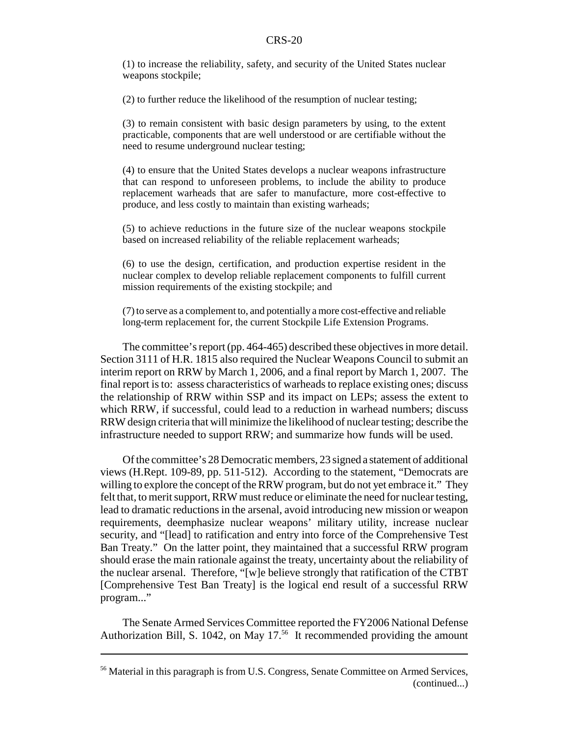(1) to increase the reliability, safety, and security of the United States nuclear weapons stockpile;

(2) to further reduce the likelihood of the resumption of nuclear testing;

(3) to remain consistent with basic design parameters by using, to the extent practicable, components that are well understood or are certifiable without the need to resume underground nuclear testing;

(4) to ensure that the United States develops a nuclear weapons infrastructure that can respond to unforeseen problems, to include the ability to produce replacement warheads that are safer to manufacture, more cost-effective to produce, and less costly to maintain than existing warheads;

(5) to achieve reductions in the future size of the nuclear weapons stockpile based on increased reliability of the reliable replacement warheads;

(6) to use the design, certification, and production expertise resident in the nuclear complex to develop reliable replacement components to fulfill current mission requirements of the existing stockpile; and

(7) to serve as a complement to, and potentially a more cost-effective and reliable long-term replacement for, the current Stockpile Life Extension Programs.

The committee's report (pp. 464-465) described these objectives in more detail. Section 3111 of H.R. 1815 also required the Nuclear Weapons Council to submit an interim report on RRW by March 1, 2006, and a final report by March 1, 2007. The final report is to: assess characteristics of warheads to replace existing ones; discuss the relationship of RRW within SSP and its impact on LEPs; assess the extent to which RRW, if successful, could lead to a reduction in warhead numbers; discuss RRW design criteria that will minimize the likelihood of nuclear testing; describe the infrastructure needed to support RRW; and summarize how funds will be used.

Of the committee's 28 Democratic members, 23 signed a statement of additional views (H.Rept. 109-89, pp. 511-512). According to the statement, "Democrats are willing to explore the concept of the RRW program, but do not yet embrace it." They felt that, to merit support, RRW must reduce or eliminate the need for nuclear testing, lead to dramatic reductions in the arsenal, avoid introducing new mission or weapon requirements, deemphasize nuclear weapons' military utility, increase nuclear security, and "[lead] to ratification and entry into force of the Comprehensive Test Ban Treaty." On the latter point, they maintained that a successful RRW program should erase the main rationale against the treaty, uncertainty about the reliability of the nuclear arsenal. Therefore, "[w]e believe strongly that ratification of the CTBT [Comprehensive Test Ban Treaty] is the logical end result of a successful RRW program..."

The Senate Armed Services Committee reported the FY2006 National Defense Authorization Bill, S. 1042, on May 17.[56] It recommended providing the amount

[56] Material in this paragraph is from U.S. Congress, Senate Committee on Armed Services, (continued...)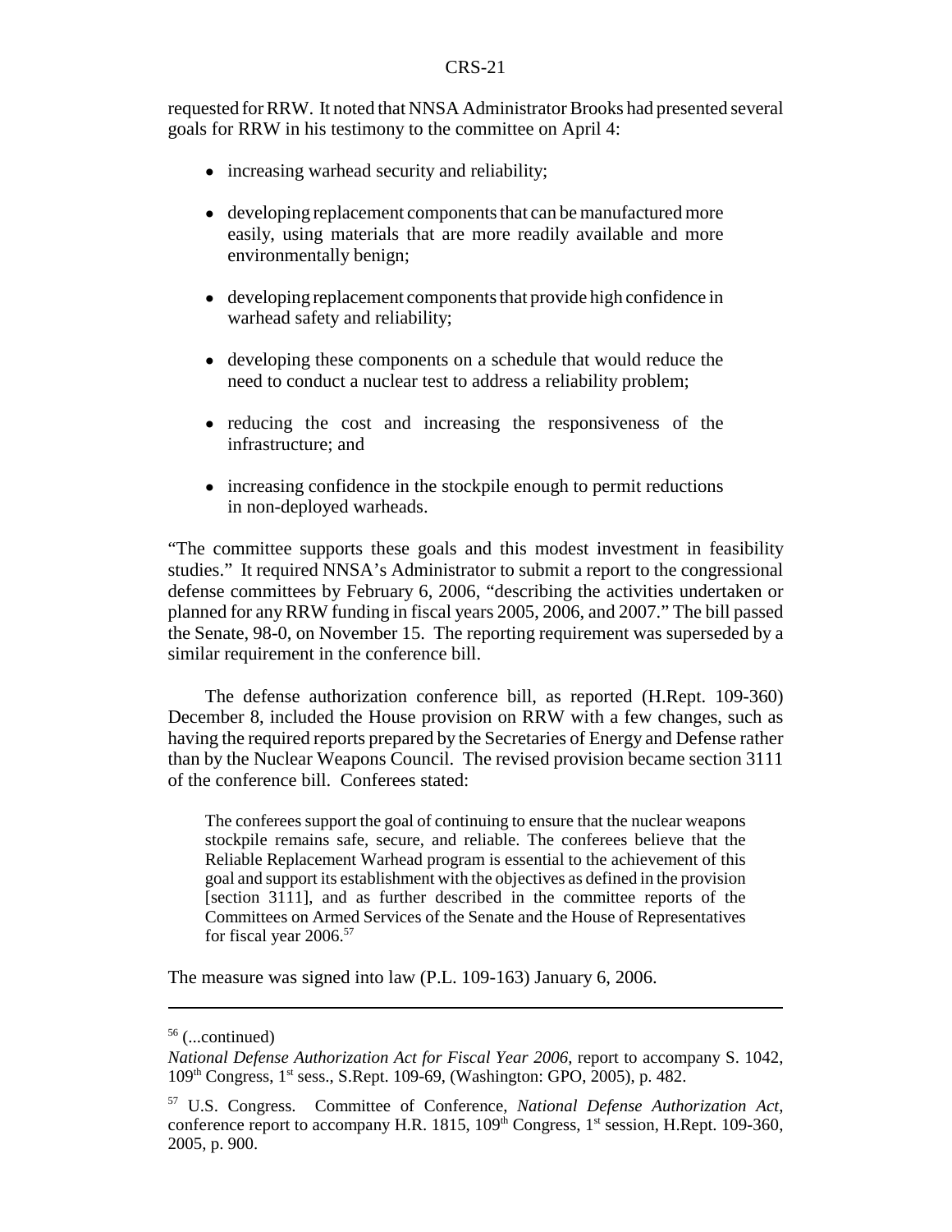requested for RRW. It noted that NNSA Administrator Brooks had presented several goals for RRW in his testimony to the committee on April 4:

- increasing warhead security and reliability;
- developing replacement components that can be manufactured more easily, using materials that are more readily available and more environmentally benign;
- developing replacement components that provide high confidence in warhead safety and reliability;
- developing these components on a schedule that would reduce the need to conduct a nuclear test to address a reliability problem;
- reducing the cost and increasing the responsiveness of the infrastructure; and
- increasing confidence in the stockpile enough to permit reductions in non-deployed warheads.

"The committee supports these goals and this modest investment in feasibility studies." It required NNSA's Administrator to submit a report to the congressional defense committees by February 6, 2006, "describing the activities undertaken or planned for any RRW funding in fiscal years 2005, 2006, and 2007." The bill passed the Senate, 98-0, on November 15. The reporting requirement was superseded by a similar requirement in the conference bill.

The defense authorization conference bill, as reported (H.Rept. 109-360) December 8, included the House provision on RRW with a few changes, such as having the required reports prepared by the Secretaries of Energy and Defense rather than by the Nuclear Weapons Council. The revised provision became section 3111 of the conference bill. Conferees stated:

> The conferees support the goal of continuing to ensure that the nuclear weapons stockpile remains safe, secure, and reliable. The conferees believe that the Reliable Replacement Warhead program is essential to the achievement of this goal and support its establishment with the objectives as defined in the provision [section 3111], and as further described in the committee reports of the Committees on Armed Services of the Senate and the House of Representatives for fiscal year 2006.[57]

The measure was signed into law (P.L. 109-163) January 6, 2006.

---

[56] (...continued) *National Defense Authorization Act for Fiscal Year 2006*, report to accompany S. 1042, 109th Congress, 1st sess., S.Rept. 109-69, (Washington: GPO, 2005), p. 482.

[57] U.S. Congress. Committee of Conference, *National Defense Authorization Act*, conference report to accompany H.R. 1815, 109th Congress, 1st session, H.Rept. 109-360, 2005, p. 900.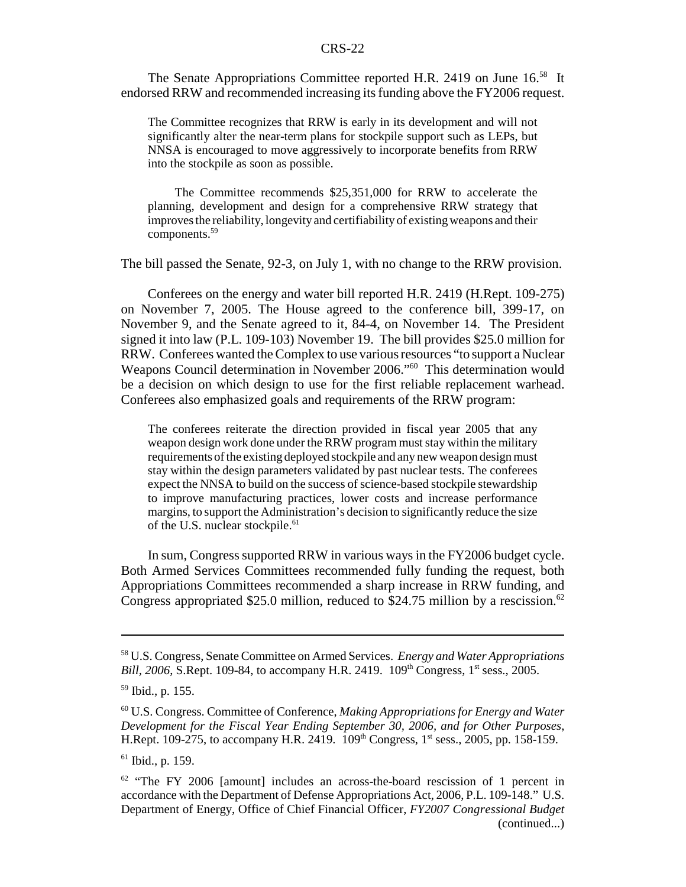The Senate Appropriations Committee reported H.R. 2419 on June 16.[58] It endorsed RRW and recommended increasing its funding above the FY2006 request.

> The Committee recognizes that RRW is early in its development and will not significantly alter the near-term plans for stockpile support such as LEPs, but NNSA is encouraged to move aggressively to incorporate benefits from RRW into the stockpile as soon as possible.
>
> The Committee recommends $25,351,000 for RRW to accelerate the planning, development and design for a comprehensive RRW strategy that improves the reliability, longevity and certifiability of existing weapons and their components.[59]

The bill passed the Senate, 92-3, on July 1, with no change to the RRW provision.

Conferees on the energy and water bill reported H.R. 2419 (H.Rept. 109-275) on November 7, 2005. The House agreed to the conference bill, 399-17, on November 9, and the Senate agreed to it, 84-4, on November 14. The President signed it into law (P.L. 109-103) November 19. The bill provides $25.0 million for RRW. Conferees wanted the Complex to use various resources "to support a Nuclear Weapons Council determination in November 2006."[60] This determination would be a decision on which design to use for the first reliable replacement warhead. Conferees also emphasized goals and requirements of the RRW program:

> The conferees reiterate the direction provided in fiscal year 2005 that any weapon design work done under the RRW program must stay within the military requirements of the existing deployed stockpile and any new weapon design must stay within the design parameters validated by past nuclear tests. The conferees expect the NNSA to build on the success of science-based stockpile stewardship to improve manufacturing practices, lower costs and increase performance margins, to support the Administration's decision to significantly reduce the size of the U.S. nuclear stockpile.[61]

In sum, Congress supported RRW in various ways in the FY2006 budget cycle. Both Armed Services Committees recommended fully funding the request, both Appropriations Committees recommended a sharp increase in RRW funding, and Congress appropriated $25.0 million, reduced to $24.75 million by a rescission.[62]

---

[58] U.S. Congress, Senate Committee on Armed Services. *Energy and Water Appropriations Bill, 2006*, S.Rept. 109-84, to accompany H.R. 2419. 109th Congress, 1st sess., 2005.

[59] Ibid., p. 155.

[60] U.S. Congress. Committee of Conference, *Making Appropriations for Energy and Water Development for the Fiscal Year Ending September 30, 2006, and for Other Purposes*, H.Rept. 109-275, to accompany H.R. 2419. 109th Congress, 1st sess., 2005, pp. 158-159.

[61] Ibid., p. 159.

[62] "The FY 2006 [amount] includes an across-the-board rescission of 1 percent in accordance with the Department of Defense Appropriations Act, 2006, P.L. 109-148." U.S. Department of Energy, Office of Chief Financial Officer, *FY2007 Congressional Budget* (continued...)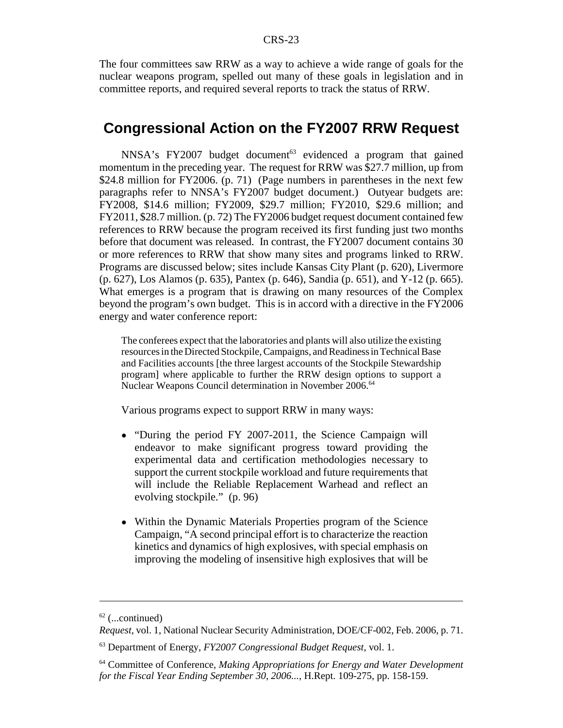The four committees saw RRW as a way to achieve a wide range of goals for the nuclear weapons program, spelled out many of these goals in legislation and in committee reports, and required several reports to track the status of RRW.

## Congressional Action on the FY2007 RRW Request

NNSA's FY2007 budget document[63] evidenced a program that gained momentum in the preceding year. The request for RRW was $27.7 million, up from $24.8 million for FY2006. (p. 71) (Page numbers in parentheses in the next few paragraphs refer to NNSA's FY2007 budget document.) Outyear budgets are: FY2008, $14.6 million; FY2009, $29.7 million; FY2010, $29.6 million; and FY2011, $28.7 million. (p. 72) The FY2006 budget request document contained few references to RRW because the program received its first funding just two months before that document was released. In contrast, the FY2007 document contains 30 or more references to RRW that show many sites and programs linked to RRW. Programs are discussed below; sites include Kansas City Plant (p. 620), Livermore (p. 627), Los Alamos (p. 635), Pantex (p. 646), Sandia (p. 651), and Y-12 (p. 665). What emerges is a program that is drawing on many resources of the Complex beyond the program's own budget. This is in accord with a directive in the FY2006 energy and water conference report:

> The conferees expect that the laboratories and plants will also utilize the existing resources in the Directed Stockpile, Campaigns, and Readiness in Technical Base and Facilities accounts [the three largest accounts of the Stockpile Stewardship program] where applicable to further the RRW design options to support a Nuclear Weapons Council determination in November 2006.[64]

Various programs expect to support RRW in many ways:

- "During the period FY 2007-2011, the Science Campaign will endeavor to make significant progress toward providing the experimental data and certification methodologies necessary to support the current stockpile workload and future requirements that will include the Reliable Replacement Warhead and reflect an evolving stockpile." (p. 96)
- Within the Dynamic Materials Properties program of the Science Campaign, "A second principal effort is to characterize the reaction kinetics and dynamics of high explosives, with special emphasis on improving the modeling of insensitive high explosives that will be

---

[62] (...continued)

*Request*, vol. 1, National Nuclear Security Administration, DOE/CF-002, Feb. 2006, p. 71.

[63] Department of Energy, *FY2007 Congressional Budget Request*, vol. 1.

[64] Committee of Conference, *Making Appropriations for Energy and Water Development for the Fiscal Year Ending September 30, 2006...*, H.Rept. 109-275, pp. 158-159.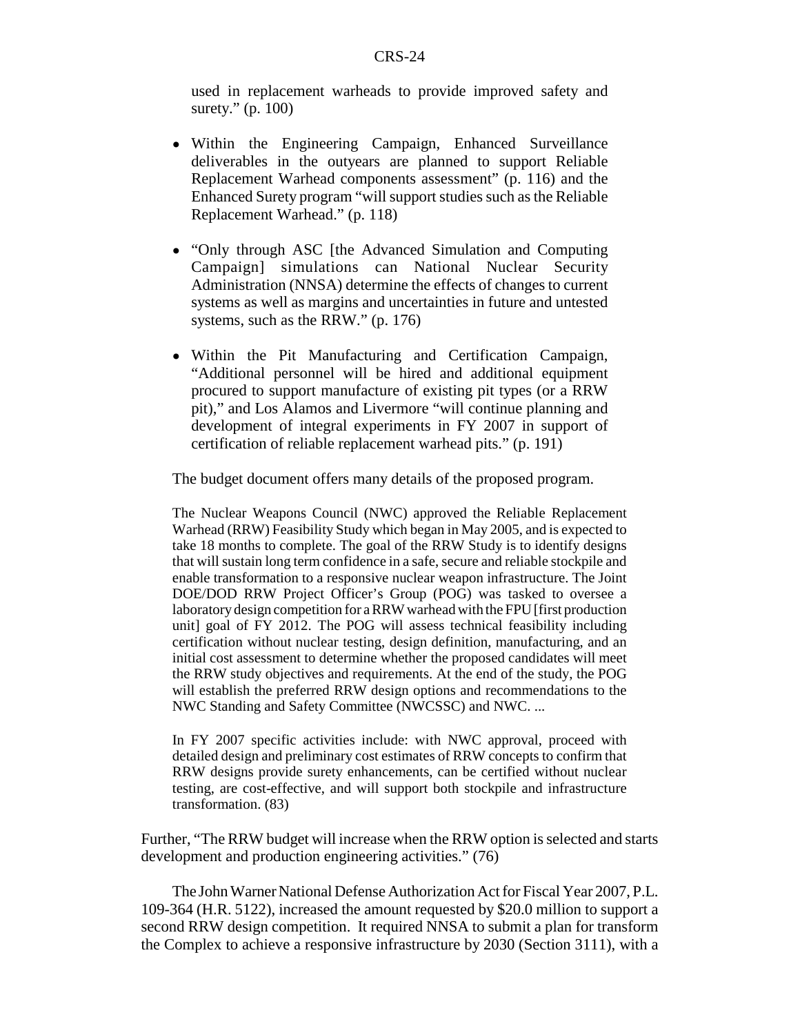used in replacement warheads to provide improved safety and surety." (p. 100)

- Within the Engineering Campaign, Enhanced Surveillance deliverables in the outyears are planned to support Reliable Replacement Warhead components assessment" (p. 116) and the Enhanced Surety program "will support studies such as the Reliable Replacement Warhead." (p. 118)

- "Only through ASC [the Advanced Simulation and Computing Campaign] simulations can National Nuclear Security Administration (NNSA) determine the effects of changes to current systems as well as margins and uncertainties in future and untested systems, such as the RRW." (p. 176)

- Within the Pit Manufacturing and Certification Campaign, "Additional personnel will be hired and additional equipment procured to support manufacture of existing pit types (or a RRW pit)," and Los Alamos and Livermore "will continue planning and development of integral experiments in FY 2007 in support of certification of reliable replacement warhead pits." (p. 191)

The budget document offers many details of the proposed program.

> The Nuclear Weapons Council (NWC) approved the Reliable Replacement Warhead (RRW) Feasibility Study which began in May 2005, and is expected to take 18 months to complete. The goal of the RRW Study is to identify designs that will sustain long term confidence in a safe, secure and reliable stockpile and enable transformation to a responsive nuclear weapon infrastructure. The Joint DOE/DOD RRW Project Officer's Group (POG) was tasked to oversee a laboratory design competition for a RRW warhead with the FPU [first production unit] goal of FY 2012. The POG will assess technical feasibility including certification without nuclear testing, design definition, manufacturing, and an initial cost assessment to determine whether the proposed candidates will meet the RRW study objectives and requirements. At the end of the study, the POG will establish the preferred RRW design options and recommendations to the NWC Standing and Safety Committee (NWCSSC) and NWC. ...
>
> In FY 2007 specific activities include: with NWC approval, proceed with detailed design and preliminary cost estimates of RRW concepts to confirm that RRW designs provide surety enhancements, can be certified without nuclear testing, are cost-effective, and will support both stockpile and infrastructure transformation. (83)

Further, "The RRW budget will increase when the RRW option is selected and starts development and production engineering activities." (76)

The John Warner National Defense Authorization Act for Fiscal Year 2007, P.L. 109-364 (H.R. 5122), increased the amount requested by $20.0 million to support a second RRW design competition. It required NNSA to submit a plan for transform the Complex to achieve a responsive infrastructure by 2030 (Section 3111), with a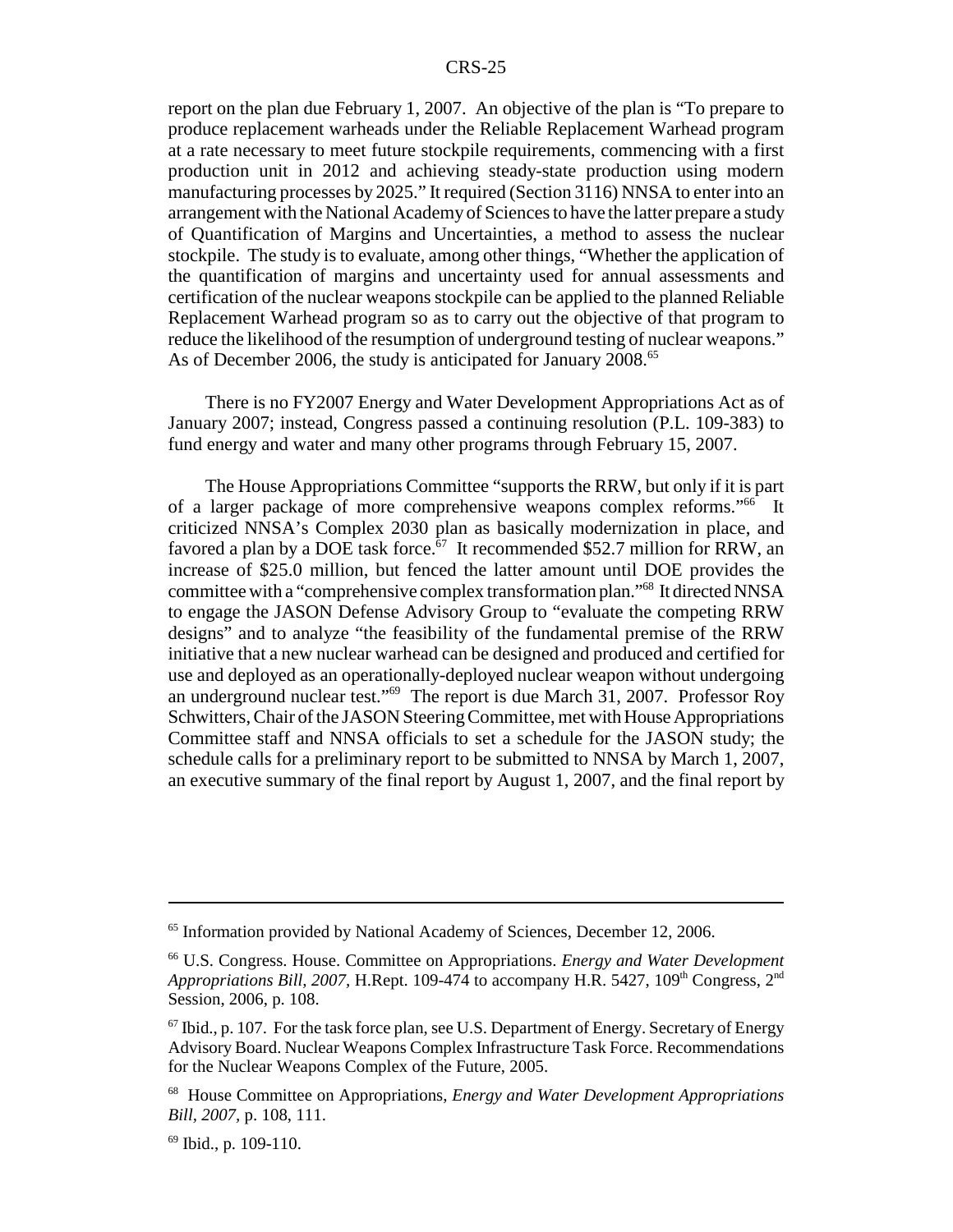report on the plan due February 1, 2007. An objective of the plan is "To prepare to produce replacement warheads under the Reliable Replacement Warhead program at a rate necessary to meet future stockpile requirements, commencing with a first production unit in 2012 and achieving steady-state production using modern manufacturing processes by 2025." It required (Section 3116) NNSA to enter into an arrangement with the National Academy of Sciences to have the latter prepare a study of Quantification of Margins and Uncertainties, a method to assess the nuclear stockpile. The study is to evaluate, among other things, "Whether the application of the quantification of margins and uncertainty used for annual assessments and certification of the nuclear weapons stockpile can be applied to the planned Reliable Replacement Warhead program so as to carry out the objective of that program to reduce the likelihood of the resumption of underground testing of nuclear weapons." As of December 2006, the study is anticipated for January 2008.[65]

There is no FY2007 Energy and Water Development Appropriations Act as of January 2007; instead, Congress passed a continuing resolution (P.L. 109-383) to fund energy and water and many other programs through February 15, 2007.

The House Appropriations Committee "supports the RRW, but only if it is part of a larger package of more comprehensive weapons complex reforms."[66] It criticized NNSA's Complex 2030 plan as basically modernization in place, and favored a plan by a DOE task force.[67] It recommended \$52.7 million for RRW, an increase of \$25.0 million, but fenced the latter amount until DOE provides the committee with a "comprehensive complex transformation plan."[68] It directed NNSA to engage the JASON Defense Advisory Group to "evaluate the competing RRW designs" and to analyze "the feasibility of the fundamental premise of the RRW initiative that a new nuclear warhead can be designed and produced and certified for use and deployed as an operationally-deployed nuclear weapon without undergoing an underground nuclear test."[69] The report is due March 31, 2007. Professor Roy Schwitters, Chair of the JASON Steering Committee, met with House Appropriations Committee staff and NNSA officials to set a schedule for the JASON study; the schedule calls for a preliminary report to be submitted to NNSA by March 1, 2007, an executive summary of the final report by August 1, 2007, and the final report by

---

[65] Information provided by National Academy of Sciences, December 12, 2006.

[66] U.S. Congress. House. Committee on Appropriations. *Energy and Water Development Appropriations Bill, 2007,* H.Rept. 109-474 to accompany H.R. 5427, 109th Congress, 2nd Session, 2006, p. 108.

[67] Ibid., p. 107. For the task force plan, see U.S. Department of Energy. Secretary of Energy Advisory Board. Nuclear Weapons Complex Infrastructure Task Force. Recommendations for the Nuclear Weapons Complex of the Future, 2005.

[68] House Committee on Appropriations, *Energy and Water Development Appropriations Bill, 2007,* p. 108, 111.

[69] Ibid., p. 109-110.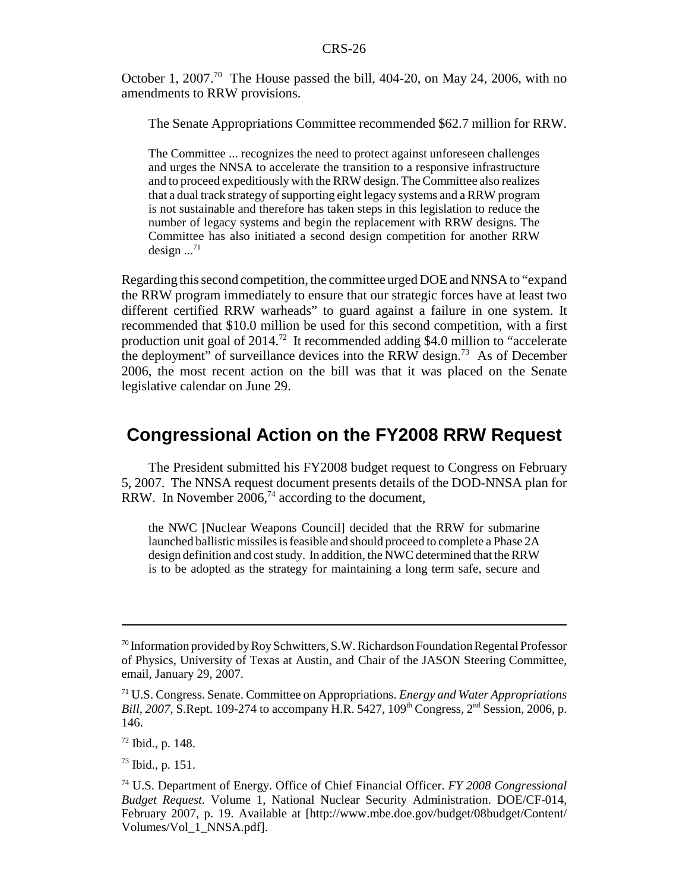October 1, 2007.[70] The House passed the bill, 404-20, on May 24, 2006, with no amendments to RRW provisions.

The Senate Appropriations Committee recommended $62.7 million for RRW.

> The Committee ... recognizes the need to protect against unforeseen challenges and urges the NNSA to accelerate the transition to a responsive infrastructure and to proceed expeditiously with the RRW design. The Committee also realizes that a dual track strategy of supporting eight legacy systems and a RRW program is not sustainable and therefore has taken steps in this legislation to reduce the number of legacy systems and begin the replacement with RRW designs. The Committee has also initiated a second design competition for another RRW design ...[71]

Regarding this second competition, the committee urged DOE and NNSA to "expand the RRW program immediately to ensure that our strategic forces have at least two different certified RRW warheads" to guard against a failure in one system. It recommended that $10.0 million be used for this second competition, with a first production unit goal of 2014.[72] It recommended adding $4.0 million to "accelerate the deployment" of surveillance devices into the RRW design.[73] As of December 2006, the most recent action on the bill was that it was placed on the Senate legislative calendar on June 29.

## Congressional Action on the FY2008 RRW Request

The President submitted his FY2008 budget request to Congress on February 5, 2007. The NNSA request document presents details of the DOD-NNSA plan for RRW. In November 2006,[74] according to the document,

> the NWC [Nuclear Weapons Council] decided that the RRW for submarine launched ballistic missiles is feasible and should proceed to complete a Phase 2A design definition and cost study. In addition, the NWC determined that the RRW is to be adopted as the strategy for maintaining a long term safe, secure and

---

[70] Information provided by Roy Schwitters, S.W. Richardson Foundation Regental Professor of Physics, University of Texas at Austin, and Chair of the JASON Steering Committee, email, January 29, 2007.

[71] U.S. Congress. Senate. Committee on Appropriations. *Energy and Water Appropriations Bill, 2007,* S.Rept. 109-274 to accompany H.R. 5427, 109th Congress, 2nd Session, 2006, p. 146.

[72] Ibid., p. 148.

[73] Ibid., p. 151.

[74] U.S. Department of Energy. Office of Chief Financial Officer. *FY 2008 Congressional Budget Request.* Volume 1, National Nuclear Security Administration. DOE/CF-014, February 2007, p. 19. Available at [http://www.mbe.doe.gov/budget/08budget/Content/Volumes/Vol_1_NNSA.pdf].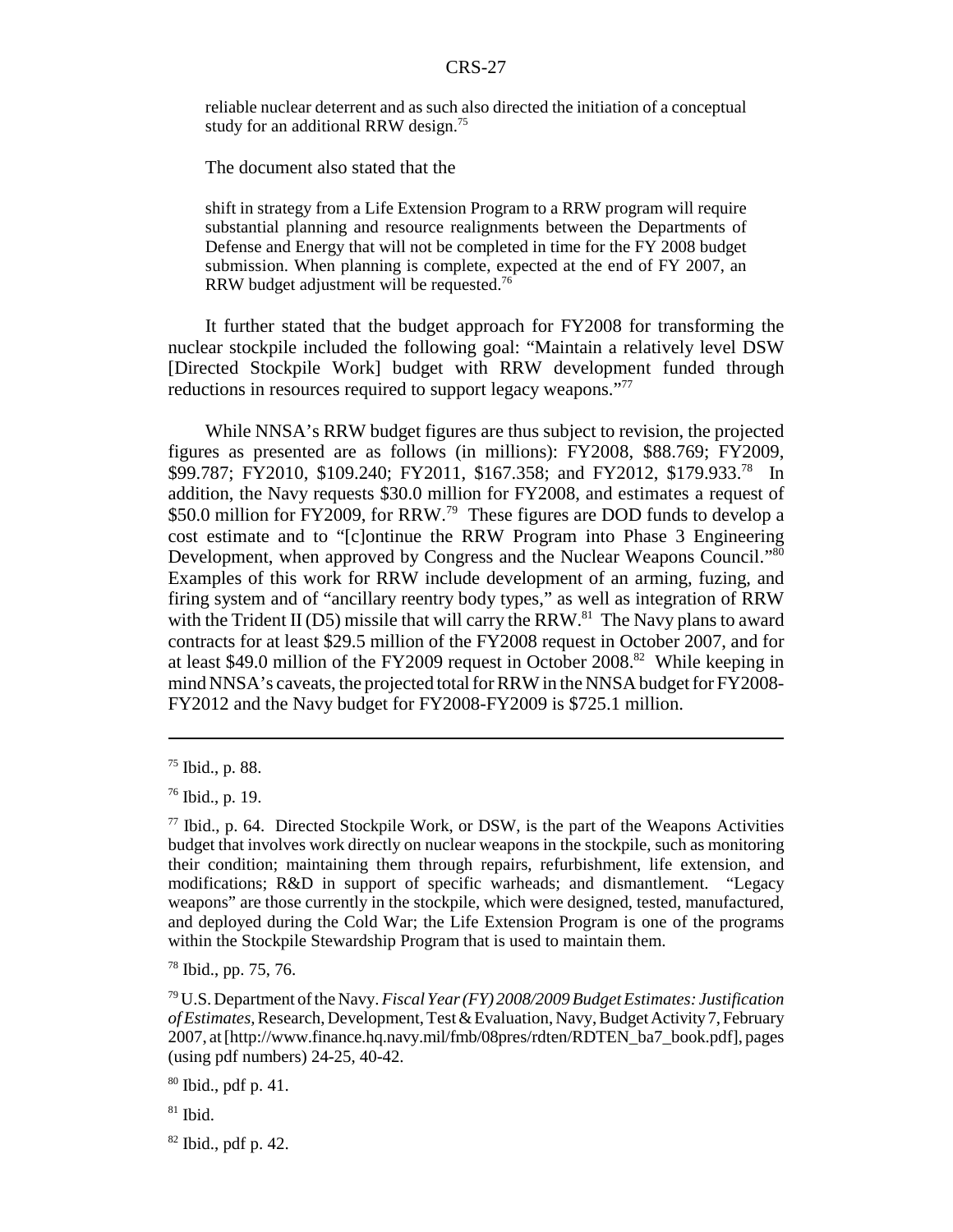> reliable nuclear deterrent and as such also directed the initiation of a conceptual study for an additional RRW design.[75]

The document also stated that the

> shift in strategy from a Life Extension Program to a RRW program will require substantial planning and resource realignments between the Departments of Defense and Energy that will not be completed in time for the FY 2008 budget submission. When planning is complete, expected at the end of FY 2007, an RRW budget adjustment will be requested.[76]

It further stated that the budget approach for FY2008 for transforming the nuclear stockpile included the following goal: "Maintain a relatively level DSW [Directed Stockpile Work] budget with RRW development funded through reductions in resources required to support legacy weapons."[77]

While NNSA's RRW budget figures are thus subject to revision, the projected figures as presented are as follows (in millions): FY2008, $88.769; FY2009, $99.787; FY2010, $109.240; FY2011, $167.358; and FY2012, $179.933.[78] In addition, the Navy requests $30.0 million for FY2008, and estimates a request of $50.0 million for FY2009, for RRW.[79] These figures are DOD funds to develop a cost estimate and to "[c]ontinue the RRW Program into Phase 3 Engineering Development, when approved by Congress and the Nuclear Weapons Council."[80] Examples of this work for RRW include development of an arming, fuzing, and firing system and of "ancillary reentry body types," as well as integration of RRW with the Trident II (D5) missile that will carry the RRW.[81] The Navy plans to award contracts for at least $29.5 million of the FY2008 request in October 2007, and for at least $49.0 million of the FY2009 request in October 2008.[82] While keeping in mind NNSA's caveats, the projected total for RRW in the NNSA budget for FY2008-FY2012 and the Navy budget for FY2008-FY2009 is $725.1 million.

---

[75] Ibid., p. 88.

[76] Ibid., p. 19.

[77] Ibid., p. 64. Directed Stockpile Work, or DSW, is the part of the Weapons Activities budget that involves work directly on nuclear weapons in the stockpile, such as monitoring their condition; maintaining them through repairs, refurbishment, life extension, and modifications; R&D in support of specific warheads; and dismantlement. "Legacy weapons" are those currently in the stockpile, which were designed, tested, manufactured, and deployed during the Cold War; the Life Extension Program is one of the programs within the Stockpile Stewardship Program that is used to maintain them.

[78] Ibid., pp. 75, 76.

[79] U.S. Department of the Navy. *Fiscal Year (FY) 2008/2009 Budget Estimates: Justification of Estimates*, Research, Development, Test & Evaluation, Navy, Budget Activity 7, February 2007, at [http://www.finance.hq.navy.mil/fmb/08pres/rdten/RDTEN_ba7_book.pdf], pages (using pdf numbers) 24-25, 40-42.

[80] Ibid., pdf p. 41.

[81] Ibid.

[82] Ibid., pdf p. 42.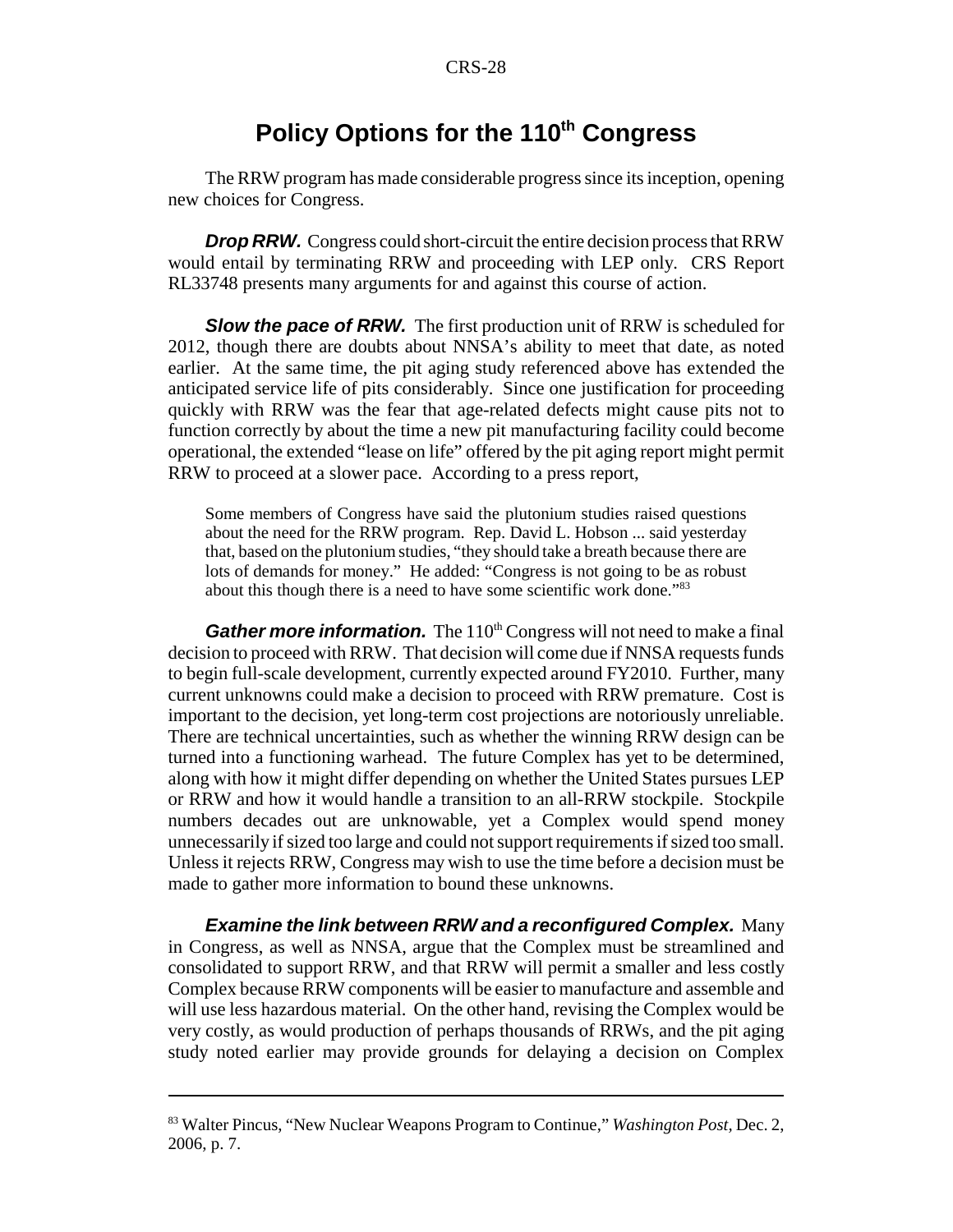# Policy Options for the 110th Congress

The RRW program has made considerable progress since its inception, opening new choices for Congress.

***Drop RRW.*** Congress could short-circuit the entire decision process that RRW would entail by terminating RRW and proceeding with LEP only. CRS Report RL33748 presents many arguments for and against this course of action.

***Slow the pace of RRW.*** The first production unit of RRW is scheduled for 2012, though there are doubts about NNSA's ability to meet that date, as noted earlier. At the same time, the pit aging study referenced above has extended the anticipated service life of pits considerably. Since one justification for proceeding quickly with RRW was the fear that age-related defects might cause pits not to function correctly by about the time a new pit manufacturing facility could become operational, the extended "lease on life" offered by the pit aging report might permit RRW to proceed at a slower pace. According to a press report,

> Some members of Congress have said the plutonium studies raised questions about the need for the RRW program. Rep. David L. Hobson ... said yesterday that, based on the plutonium studies, "they should take a breath because there are lots of demands for money." He added: "Congress is not going to be as robust about this though there is a need to have some scientific work done."[83]

***Gather more information.*** The 110th Congress will not need to make a final decision to proceed with RRW. That decision will come due if NNSA requests funds to begin full-scale development, currently expected around FY2010. Further, many current unknowns could make a decision to proceed with RRW premature. Cost is important to the decision, yet long-term cost projections are notoriously unreliable. There are technical uncertainties, such as whether the winning RRW design can be turned into a functioning warhead. The future Complex has yet to be determined, along with how it might differ depending on whether the United States pursues LEP or RRW and how it would handle a transition to an all-RRW stockpile. Stockpile numbers decades out are unknowable, yet a Complex would spend money unnecessarily if sized too large and could not support requirements if sized too small. Unless it rejects RRW, Congress may wish to use the time before a decision must be made to gather more information to bound these unknowns.

***Examine the link between RRW and a reconfigured Complex.*** Many in Congress, as well as NNSA, argue that the Complex must be streamlined and consolidated to support RRW, and that RRW will permit a smaller and less costly Complex because RRW components will be easier to manufacture and assemble and will use less hazardous material. On the other hand, revising the Complex would be very costly, as would production of perhaps thousands of RRWs, and the pit aging study noted earlier may provide grounds for delaying a decision on Complex

---

[83] Walter Pincus, "New Nuclear Weapons Program to Continue," *Washington Post,* Dec. 2, 2006, p. 7.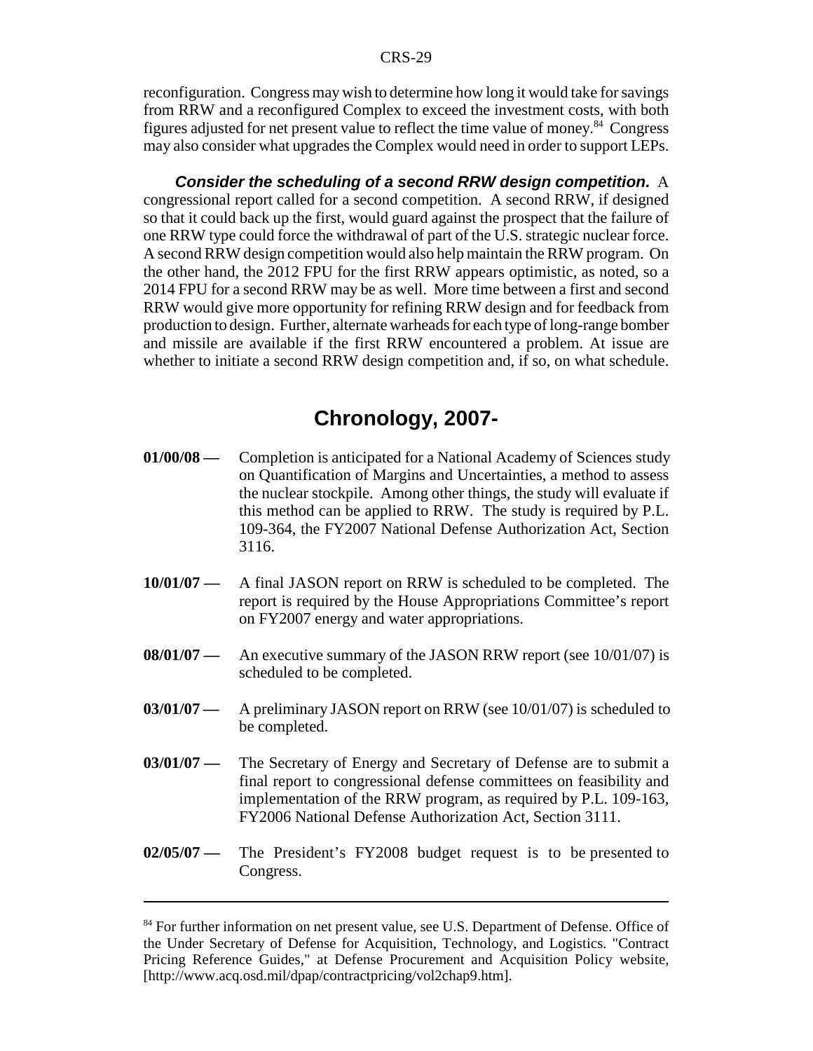reconfiguration. Congress may wish to determine how long it would take for savings from RRW and a reconfigured Complex to exceed the investment costs, with both figures adjusted for net present value to reflect the time value of money.[84] Congress may also consider what upgrades the Complex would need in order to support LEPs.

***Consider the scheduling of a second RRW design competition.*** A congressional report called for a second competition. A second RRW, if designed so that it could back up the first, would guard against the prospect that the failure of one RRW type could force the withdrawal of part of the U.S. strategic nuclear force. A second RRW design competition would also help maintain the RRW program. On the other hand, the 2012 FPU for the first RRW appears optimistic, as noted, so a 2014 FPU for a second RRW may be as well. More time between a first and second RRW would give more opportunity for refining RRW design and for feedback from production to design. Further, alternate warheads for each type of long-range bomber and missile are available if the first RRW encountered a problem. At issue are whether to initiate a second RRW design competition and, if so, on what schedule.

## Chronology, 2007-

**01/00/08 —** Completion is anticipated for a National Academy of Sciences study on Quantification of Margins and Uncertainties, a method to assess the nuclear stockpile. Among other things, the study will evaluate if this method can be applied to RRW. The study is required by P.L. 109-364, the FY2007 National Defense Authorization Act, Section 3116.

**10/01/07 —** A final JASON report on RRW is scheduled to be completed. The report is required by the House Appropriations Committee's report on FY2007 energy and water appropriations.

**08/01/07 —** An executive summary of the JASON RRW report (see 10/01/07) is scheduled to be completed.

**03/01/07 —** A preliminary JASON report on RRW (see 10/01/07) is scheduled to be completed.

**03/01/07 —** The Secretary of Energy and Secretary of Defense are to submit a final report to congressional defense committees on feasibility and implementation of the RRW program, as required by P.L. 109-163, FY2006 National Defense Authorization Act, Section 3111.

**02/05/07 —** The President's FY2008 budget request is to be presented to Congress.

---

[84] For further information on net present value, see U.S. Department of Defense. Office of the Under Secretary of Defense for Acquisition, Technology, and Logistics. "Contract Pricing Reference Guides," at Defense Procurement and Acquisition Policy website, [http://www.acq.osd.mil/dpap/contractpricing/vol2chap9.htm].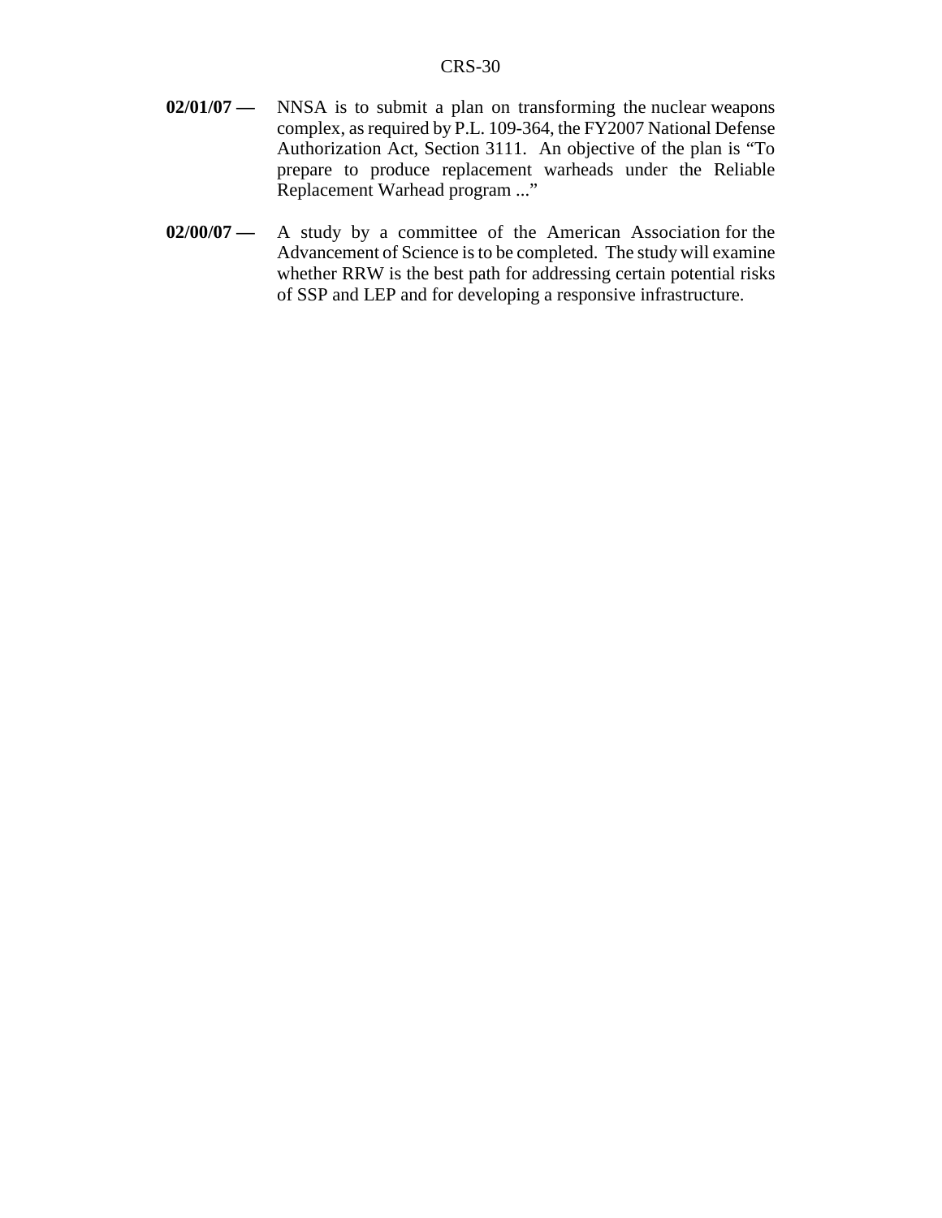**02/01/07 —** NNSA is to submit a plan on transforming the nuclear weapons complex, as required by P.L. 109-364, the FY2007 National Defense Authorization Act, Section 3111. An objective of the plan is "To prepare to produce replacement warheads under the Reliable Replacement Warhead program ..."

**02/00/07 —** A study by a committee of the American Association for the Advancement of Science is to be completed. The study will examine whether RRW is the best path for addressing certain potential risks of SSP and LEP and for developing a responsive infrastructure.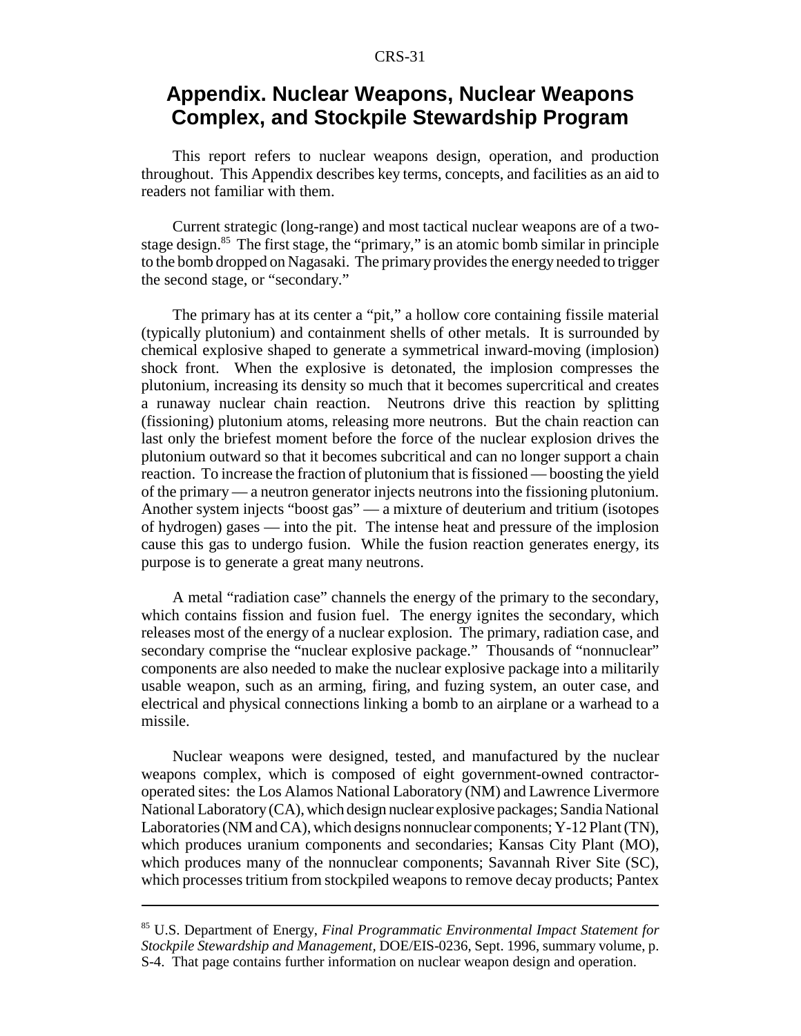# Appendix. Nuclear Weapons, Nuclear Weapons Complex, and Stockpile Stewardship Program

This report refers to nuclear weapons design, operation, and production throughout. This Appendix describes key terms, concepts, and facilities as an aid to readers not familiar with them.

Current strategic (long-range) and most tactical nuclear weapons are of a two-stage design.[85] The first stage, the "primary," is an atomic bomb similar in principle to the bomb dropped on Nagasaki. The primary provides the energy needed to trigger the second stage, or "secondary."

The primary has at its center a "pit," a hollow core containing fissile material (typically plutonium) and containment shells of other metals. It is surrounded by chemical explosive shaped to generate a symmetrical inward-moving (implosion) shock front. When the explosive is detonated, the implosion compresses the plutonium, increasing its density so much that it becomes supercritical and creates a runaway nuclear chain reaction. Neutrons drive this reaction by splitting (fissioning) plutonium atoms, releasing more neutrons. But the chain reaction can last only the briefest moment before the force of the nuclear explosion drives the plutonium outward so that it becomes subcritical and can no longer support a chain reaction. To increase the fraction of plutonium that is fissioned — boosting the yield of the primary — a neutron generator injects neutrons into the fissioning plutonium. Another system injects "boost gas" — a mixture of deuterium and tritium (isotopes of hydrogen) gases — into the pit. The intense heat and pressure of the implosion cause this gas to undergo fusion. While the fusion reaction generates energy, its purpose is to generate a great many neutrons.

A metal "radiation case" channels the energy of the primary to the secondary, which contains fission and fusion fuel. The energy ignites the secondary, which releases most of the energy of a nuclear explosion. The primary, radiation case, and secondary comprise the "nuclear explosive package." Thousands of "nonnuclear" components are also needed to make the nuclear explosive package into a militarily usable weapon, such as an arming, firing, and fuzing system, an outer case, and electrical and physical connections linking a bomb to an airplane or a warhead to a missile.

Nuclear weapons were designed, tested, and manufactured by the nuclear weapons complex, which is composed of eight government-owned contractor-operated sites: the Los Alamos National Laboratory (NM) and Lawrence Livermore National Laboratory (CA), which design nuclear explosive packages; Sandia National Laboratories (NM and CA), which designs nonnuclear components; Y-12 Plant (TN), which produces uranium components and secondaries; Kansas City Plant (MO), which produces many of the nonnuclear components; Savannah River Site (SC), which processes tritium from stockpiled weapons to remove decay products; Pantex

---

[85] U.S. Department of Energy, *Final Programmatic Environmental Impact Statement for Stockpile Stewardship and Management,* DOE/EIS-0236, Sept. 1996, summary volume, p. S-4. That page contains further information on nuclear weapon design and operation.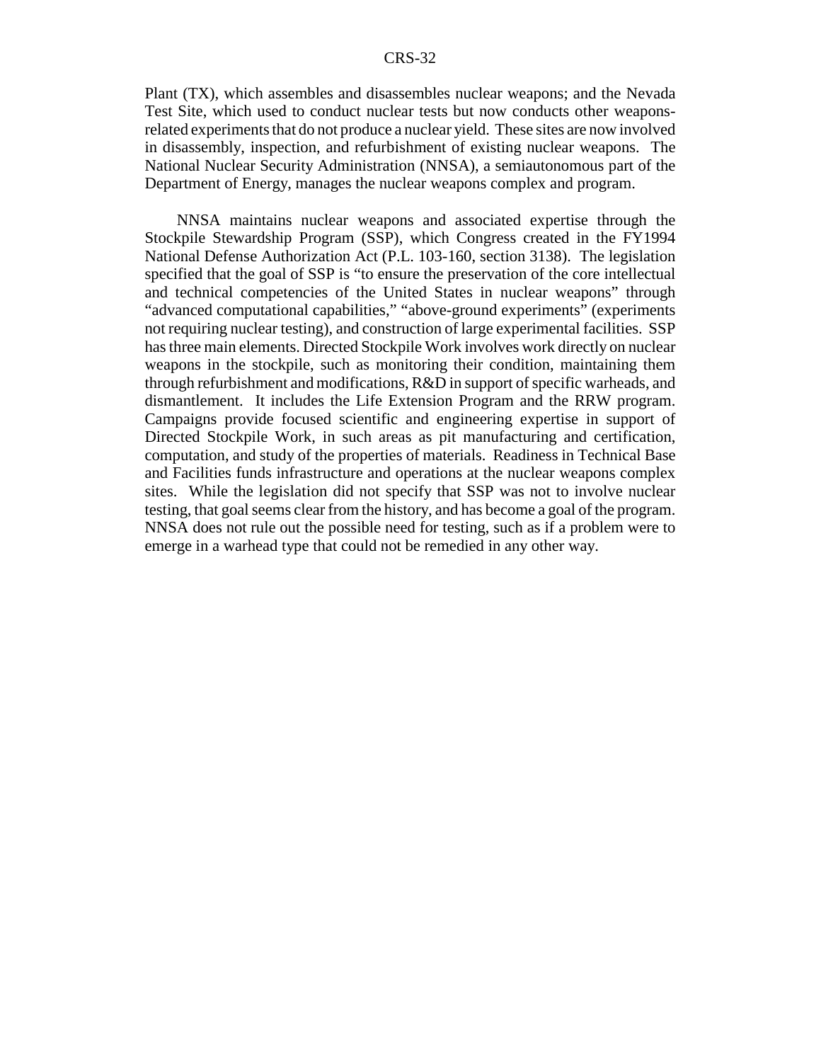Plant (TX), which assembles and disassembles nuclear weapons; and the Nevada Test Site, which used to conduct nuclear tests but now conducts other weapons-related experiments that do not produce a nuclear yield. These sites are now involved in disassembly, inspection, and refurbishment of existing nuclear weapons. The National Nuclear Security Administration (NNSA), a semiautonomous part of the Department of Energy, manages the nuclear weapons complex and program.

NNSA maintains nuclear weapons and associated expertise through the Stockpile Stewardship Program (SSP), which Congress created in the FY1994 National Defense Authorization Act (P.L. 103-160, section 3138). The legislation specified that the goal of SSP is "to ensure the preservation of the core intellectual and technical competencies of the United States in nuclear weapons" through "advanced computational capabilities," "above-ground experiments" (experiments not requiring nuclear testing), and construction of large experimental facilities. SSP has three main elements. Directed Stockpile Work involves work directly on nuclear weapons in the stockpile, such as monitoring their condition, maintaining them through refurbishment and modifications, R&D in support of specific warheads, and dismantlement. It includes the Life Extension Program and the RRW program. Campaigns provide focused scientific and engineering expertise in support of Directed Stockpile Work, in such areas as pit manufacturing and certification, computation, and study of the properties of materials. Readiness in Technical Base and Facilities funds infrastructure and operations at the nuclear weapons complex sites. While the legislation did not specify that SSP was not to involve nuclear testing, that goal seems clear from the history, and has become a goal of the program. NNSA does not rule out the possible need for testing, such as if a problem were to emerge in a warhead type that could not be remedied in any other way.